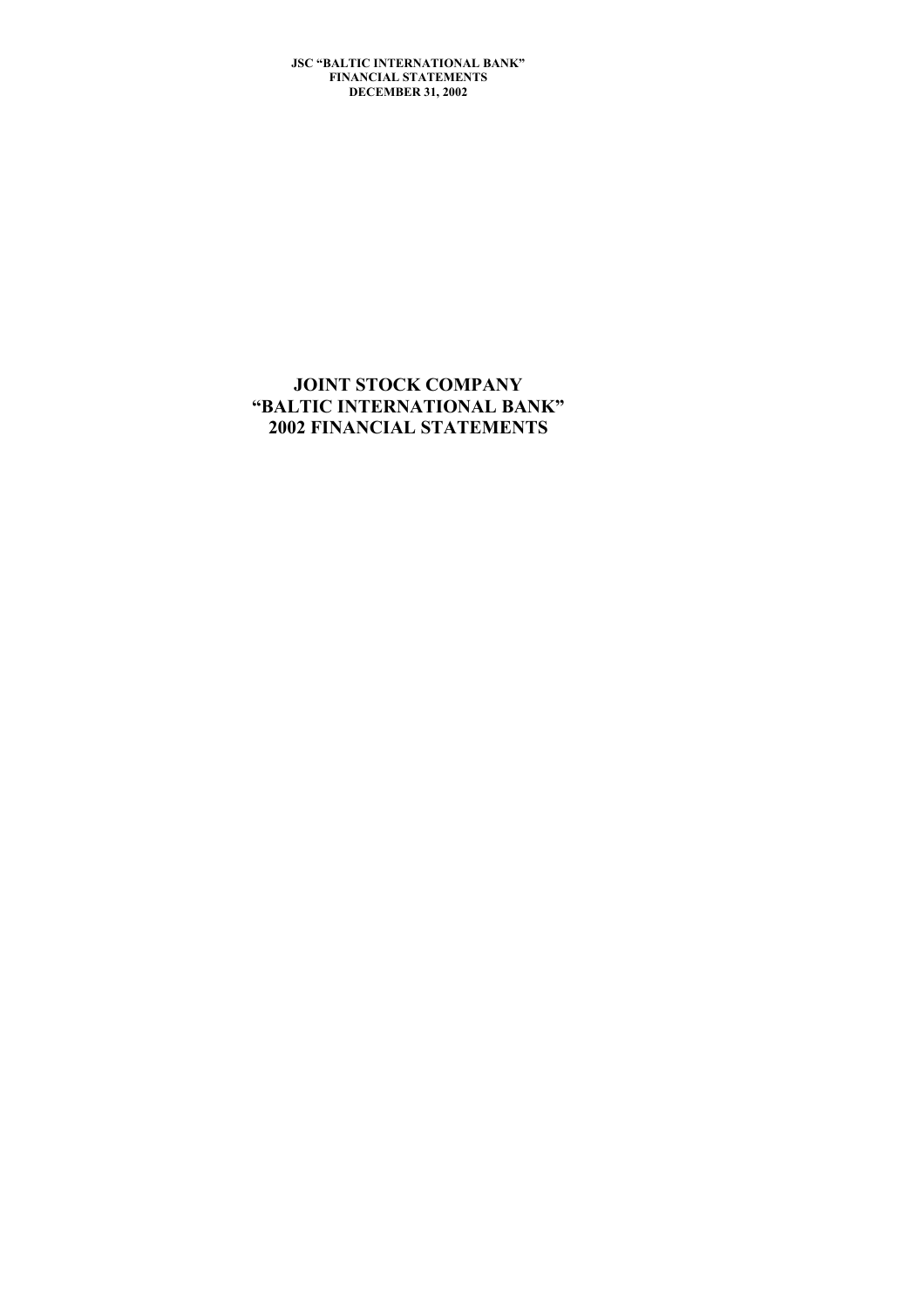# JOINT STOCK COMPANY
# "BALTIC INTERNATIONAL BANK"
# 2002 FINANCIAL STATEMENTS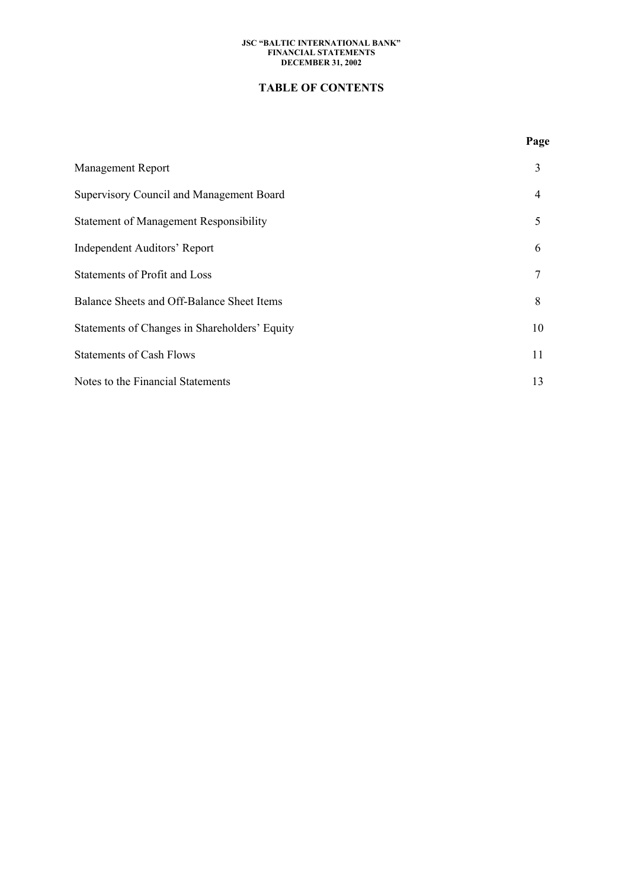# TABLE OF CONTENTS

| | Page |
|---|---|
| Management Report | 3 |
| Supervisory Council and Management Board | 4 |
| Statement of Management Responsibility | 5 |
| Independent Auditors' Report | 6 |
| Statements of Profit and Loss | 7 |
| Balance Sheets and Off-Balance Sheet Items | 8 |
| Statements of Changes in Shareholders' Equity | 10 |
| Statements of Cash Flows | 11 |
| Notes to the Financial Statements | 13 |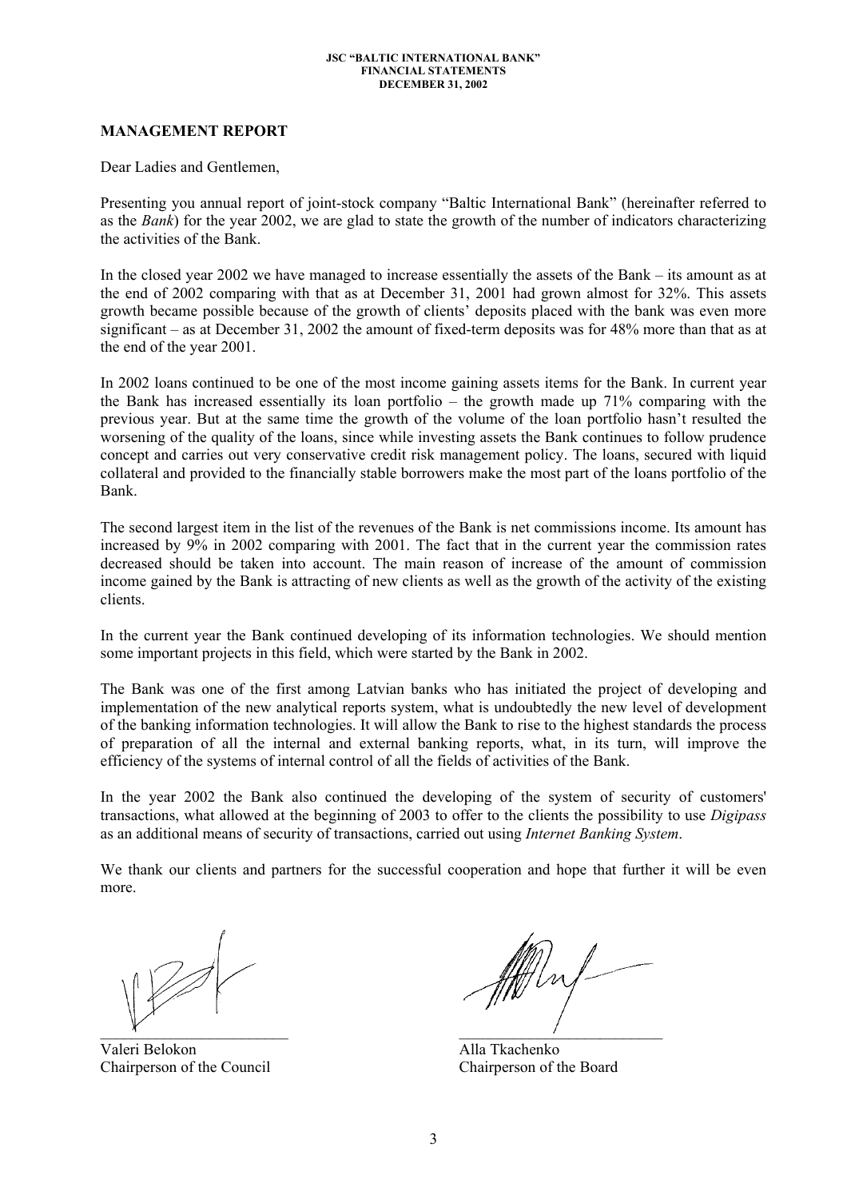## MANAGEMENT REPORT

Dear Ladies and Gentlemen,

Presenting you annual report of joint-stock company "Baltic International Bank" (hereinafter referred to as the *Bank*) for the year 2002, we are glad to state the growth of the number of indicators characterizing the activities of the Bank.

In the closed year 2002 we have managed to increase essentially the assets of the Bank – its amount as at the end of 2002 comparing with that as at December 31, 2001 had grown almost for 32%. This assets growth became possible because of the growth of clients' deposits placed with the bank was even more significant – as at December 31, 2002 the amount of fixed-term deposits was for 48% more than that as at the end of the year 2001.

In 2002 loans continued to be one of the most income gaining assets items for the Bank. In current year the Bank has increased essentially its loan portfolio – the growth made up 71% comparing with the previous year. But at the same time the growth of the volume of the loan portfolio hasn't resulted the worsening of the quality of the loans, since while investing assets the Bank continues to follow prudence concept and carries out very conservative credit risk management policy. The loans, secured with liquid collateral and provided to the financially stable borrowers make the most part of the loans portfolio of the Bank.

The second largest item in the list of the revenues of the Bank is net commissions income. Its amount has increased by 9% in 2002 comparing with 2001. The fact that in the current year the commission rates decreased should be taken into account. The main reason of increase of the amount of commission income gained by the Bank is attracting of new clients as well as the growth of the activity of the existing clients.

In the current year the Bank continued developing of its information technologies. We should mention some important projects in this field, which were started by the Bank in 2002.

The Bank was one of the first among Latvian banks who has initiated the project of developing and implementation of the new analytical reports system, what is undoubtedly the new level of development of the banking information technologies. It will allow the Bank to rise to the highest standards the process of preparation of all the internal and external banking reports, what, in its turn, will improve the efficiency of the systems of internal control of all the fields of activities of the Bank.

In the year 2002 the Bank also continued the developing of the system of security of customers' transactions, what allowed at the beginning of 2003 to offer to the clients the possibility to use *Digipass* as an additional means of security of transactions, carried out using *Internet Banking System*.

We thank our clients and partners for the successful cooperation and hope that further it will be even more.

| | |
|---|---|
| Valeri Belokon | Alla Tkachenko |
| Chairperson of the Council | Chairperson of the Board |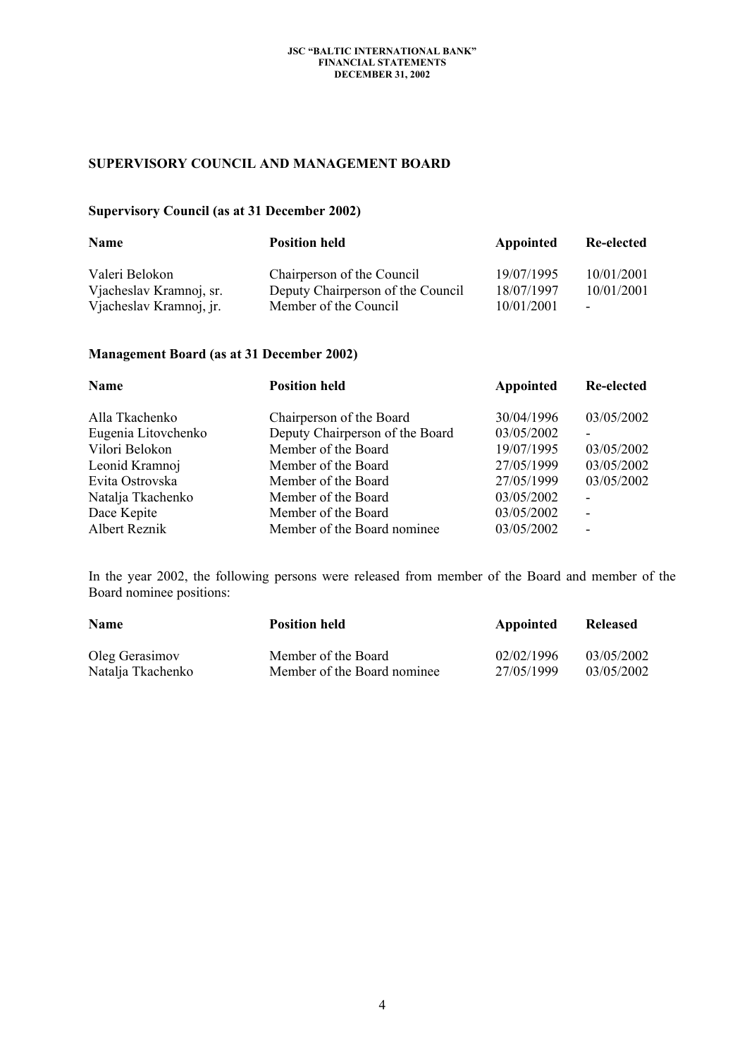## SUPERVISORY COUNCIL AND MANAGEMENT BOARD

### Supervisory Council (as at 31 December 2002)

| Name | Position held | Appointed | Re-elected |
|---|---|---|---|
| Valeri Belokon | Chairperson of the Council | 19/07/1995 | 10/01/2001 |
| Vjacheslav Kramnoj, sr. | Deputy Chairperson of the Council | 18/07/1997 | 10/01/2001 |
| Vjacheslav Kramnoj, jr. | Member of the Council | 10/01/2001 | - |

### Management Board (as at 31 December 2002)

| Name | Position held | Appointed | Re-elected |
|---|---|---|---|
| Alla Tkachenko | Chairperson of the Board | 30/04/1996 | 03/05/2002 |
| Eugenia Litovchenko | Deputy Chairperson of the Board | 03/05/2002 | - |
| Vilori Belokon | Member of the Board | 19/07/1995 | 03/05/2002 |
| Leonid Kramnoj | Member of the Board | 27/05/1999 | 03/05/2002 |
| Evita Ostrovska | Member of the Board | 27/05/1999 | 03/05/2002 |
| Natalja Tkachenko | Member of the Board | 03/05/2002 | - |
| Dace Kepite | Member of the Board | 03/05/2002 | - |
| Albert Reznik | Member of the Board nominee | 03/05/2002 | - |

In the year 2002, the following persons were released from member of the Board and member of the Board nominee positions:

| Name | Position held | Appointed | Released |
|---|---|---|---|
| Oleg Gerasimov | Member of the Board | 02/02/1996 | 03/05/2002 |
| Natalja Tkachenko | Member of the Board nominee | 27/05/1999 | 03/05/2002 |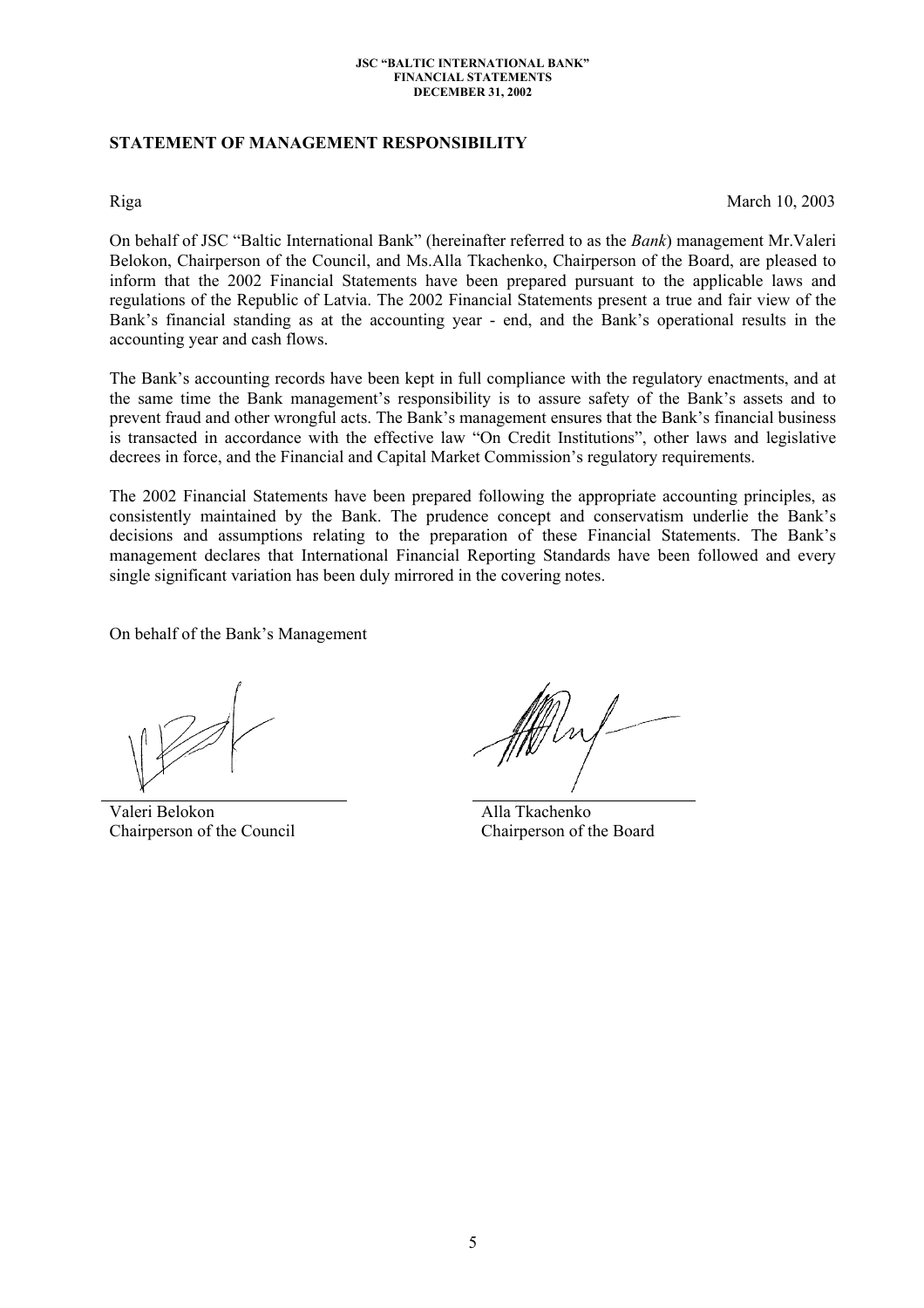## STATEMENT OF MANAGEMENT RESPONSIBILITY

Riga March 10, 2003

On behalf of JSC "Baltic International Bank" (hereinafter referred to as the *Bank*) management Mr.Valeri Belokon, Chairperson of the Council, and Ms.Alla Tkachenko, Chairperson of the Board, are pleased to inform that the 2002 Financial Statements have been prepared pursuant to the applicable laws and regulations of the Republic of Latvia. The 2002 Financial Statements present a true and fair view of the Bank's financial standing as at the accounting year - end, and the Bank's operational results in the accounting year and cash flows.

The Bank's accounting records have been kept in full compliance with the regulatory enactments, and at the same time the Bank management's responsibility is to assure safety of the Bank's assets and to prevent fraud and other wrongful acts. The Bank's management ensures that the Bank's financial business is transacted in accordance with the effective law "On Credit Institutions", other laws and legislative decrees in force, and the Financial and Capital Market Commission's regulatory requirements.

The 2002 Financial Statements have been prepared following the appropriate accounting principles, as consistently maintained by the Bank. The prudence concept and conservatism underlie the Bank's decisions and assumptions relating to the preparation of these Financial Statements. The Bank's management declares that International Financial Reporting Standards have been followed and every single significant variation has been duly mirrored in the covering notes.

On behalf of the Bank's Management

Valeri Belokon
Chairperson of the Council

Alla Tkachenko
Chairperson of the Board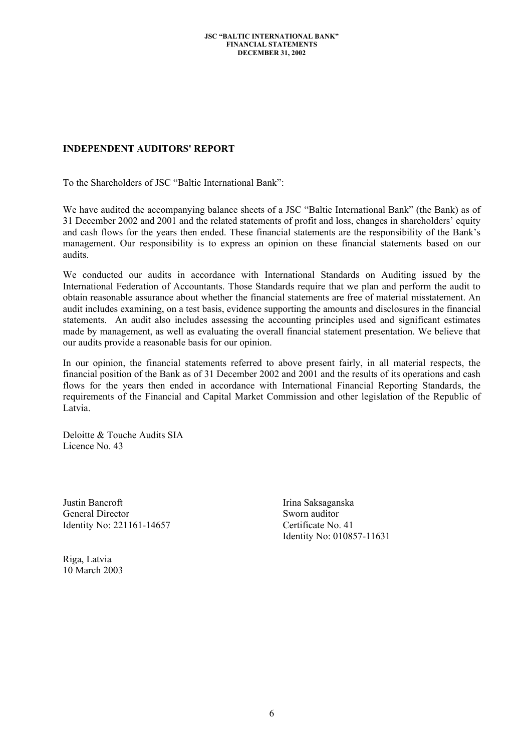## INDEPENDENT AUDITORS' REPORT

To the Shareholders of JSC "Baltic International Bank":

We have audited the accompanying balance sheets of a JSC "Baltic International Bank" (the Bank) as of 31 December 2002 and 2001 and the related statements of profit and loss, changes in shareholders' equity and cash flows for the years then ended. These financial statements are the responsibility of the Bank's management. Our responsibility is to express an opinion on these financial statements based on our audits.

We conducted our audits in accordance with International Standards on Auditing issued by the International Federation of Accountants. Those Standards require that we plan and perform the audit to obtain reasonable assurance about whether the financial statements are free of material misstatement. An audit includes examining, on a test basis, evidence supporting the amounts and disclosures in the financial statements. An audit also includes assessing the accounting principles used and significant estimates made by management, as well as evaluating the overall financial statement presentation. We believe that our audits provide a reasonable basis for our opinion.

In our opinion, the financial statements referred to above present fairly, in all material respects, the financial position of the Bank as of 31 December 2002 and 2001 and the results of its operations and cash flows for the years then ended in accordance with International Financial Reporting Standards, the requirements of the Financial and Capital Market Commission and other legislation of the Republic of Latvia.

Deloitte & Touche Audits SIA
Licence No. 43

Justin Bancroft
General Director
Identity No: 221161-14657

Irina Saksaganska
Sworn auditor
Certificate No. 41
Identity No: 010857-11631

Riga, Latvia
10 March 2003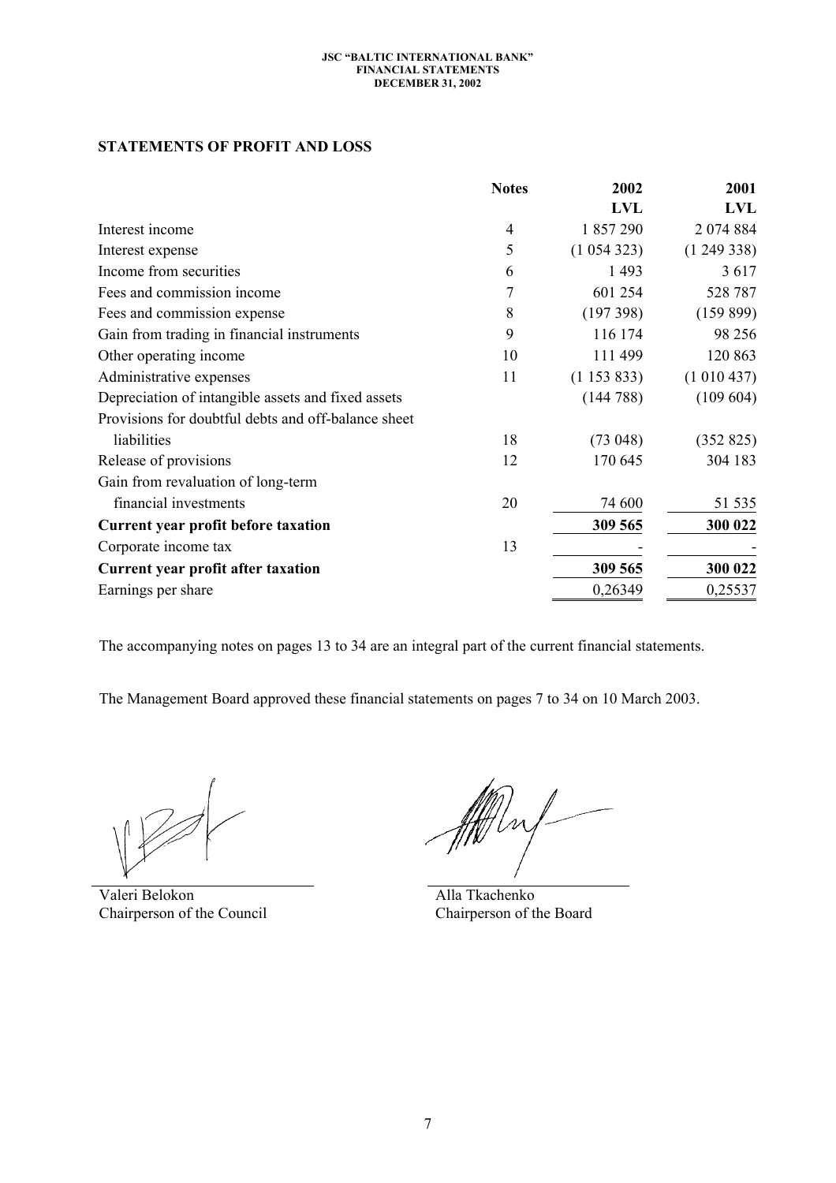## STATEMENTS OF PROFIT AND LOSS

| | Notes | 2002 | 2001 |
|---|---|---|---|
| | | LVL | LVL |
| Interest income | 4 | 1 857 290 | 2 074 884 |
| Interest expense | 5 | (1 054 323) | (1 249 338) |
| Income from securities | 6 | 1 493 | 3 617 |
| Fees and commission income | 7 | 601 254 | 528 787 |
| Fees and commission expense | 8 | (197 398) | (159 899) |
| Gain from trading in financial instruments | 9 | 116 174 | 98 256 |
| Other operating income | 10 | 111 499 | 120 863 |
| Administrative expenses | 11 | (1 153 833) | (1 010 437) |
| Depreciation of intangible assets and fixed assets | | (144 788) | (109 604) |
| Provisions for doubtful debts and off-balance sheet liabilities | 18 | (73 048) | (352 825) |
| Release of provisions | 12 | 170 645 | 304 183 |
| Gain from revaluation of long-term financial investments | 20 | 74 600 | 51 535 |
| **Current year profit before taxation** | | **309 565** | **300 022** |
| Corporate income tax | 13 | - | - |
| **Current year profit after taxation** | | **309 565** | **300 022** |
| Earnings per share | | 0,26349 | 0,25537 |

The accompanying notes on pages 13 to 34 are an integral part of the current financial statements.

The Management Board approved these financial statements on pages 7 to 34 on 10 March 2003.

Valeri Belokon
Chairperson of the Council

Alla Tkachenko
Chairperson of the Board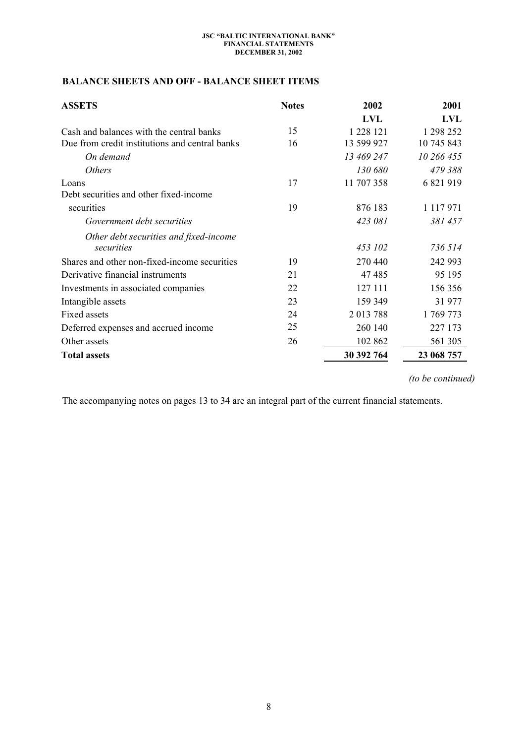## BALANCE SHEETS AND OFF - BALANCE SHEET ITEMS

| ASSETS | Notes | 2002 | 2001 |
|---|---|---|---|
| | | LVL | LVL |
| Cash and balances with the central banks | 15 | 1 228 121 | 1 298 252 |
| Due from credit institutions and central banks | 16 | 13 599 927 | 10 745 843 |
| *On demand* | | *13 469 247* | *10 266 455* |
| *Others* | | *130 680* | *479 388* |
| Loans | 17 | 11 707 358 | 6 821 919 |
| Debt securities and other fixed-income securities | 19 | 876 183 | 1 117 971 |
| *Government debt securities* | | *423 081* | *381 457* |
| *Other debt securities and fixed-income securities* | | *453 102* | *736 514* |
| Shares and other non-fixed-income securities | 19 | 270 440 | 242 993 |
| Derivative financial instruments | 21 | 47 485 | 95 195 |
| Investments in associated companies | 22 | 127 111 | 156 356 |
| Intangible assets | 23 | 159 349 | 31 977 |
| Fixed assets | 24 | 2 013 788 | 1 769 773 |
| Deferred expenses and accrued income | 25 | 260 140 | 227 173 |
| Other assets | 26 | 102 862 | 561 305 |
| **Total assets** | | **30 392 764** | **23 068 757** |

*(to be continued)*

The accompanying notes on pages 13 to 34 are an integral part of the current financial statements.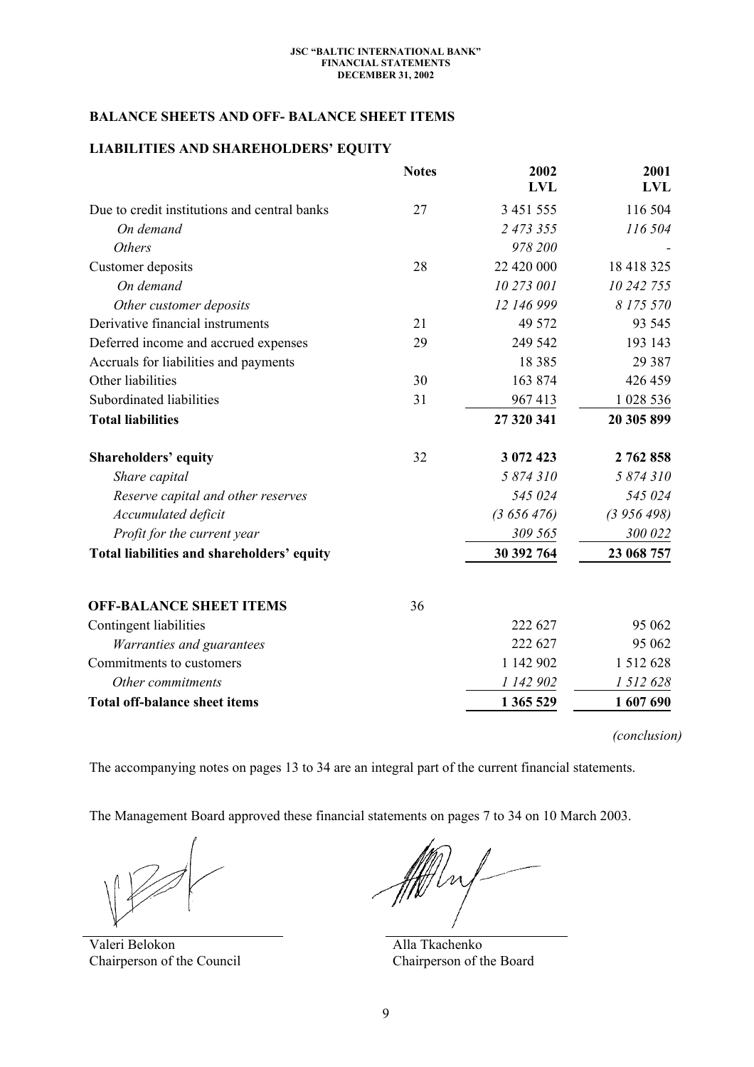## BALANCE SHEETS AND OFF- BALANCE SHEET ITEMS

## LIABILITIES AND SHAREHOLDERS' EQUITY

| | Notes | 2002 LVL | 2001 LVL |
|---|---|---|---|
| Due to credit institutions and central banks | 27 | 3 451 555 | 116 504 |
| *On demand* | | *2 473 355* | *116 504* |
| *Others* | | *978 200* | - |
| Customer deposits | 28 | 22 420 000 | 18 418 325 |
| *On demand* | | *10 273 001* | *10 242 755* |
| *Other customer deposits* | | *12 146 999* | *8 175 570* |
| Derivative financial instruments | 21 | 49 572 | 93 545 |
| Deferred income and accrued expenses | 29 | 249 542 | 193 143 |
| Accruals for liabilities and payments | | 18 385 | 29 387 |
| Other liabilities | 30 | 163 874 | 426 459 |
| Subordinated liabilities | 31 | 967 413 | 1 028 536 |
| **Total liabilities** | | **27 320 341** | **20 305 899** |
| **Shareholders' equity** | 32 | **3 072 423** | **2 762 858** |
| *Share capital* | | *5 874 310* | *5 874 310* |
| *Reserve capital and other reserves* | | *545 024* | *545 024* |
| *Accumulated deficit* | | *(3 656 476)* | *(3 956 498)* |
| *Profit for the current year* | | *309 565* | *300 022* |
| **Total liabilities and shareholders' equity** | | **30 392 764** | **23 068 757** |
| | | | |
| **OFF-BALANCE SHEET ITEMS** | 36 | | |
| Contingent liabilities | | 222 627 | 95 062 |
| *Warranties and guarantees* | | 222 627 | 95 062 |
| Commitments to customers | | 1 142 902 | 1 512 628 |
| *Other commitments* | | *1 142 902* | *1 512 628* |
| **Total off-balance sheet items** | | **1 365 529** | **1 607 690** |

*(conclusion)*

The accompanying notes on pages 13 to 34 are an integral part of the current financial statements.

The Management Board approved these financial statements on pages 7 to 34 on 10 March 2003.

Valeri Belokon
Chairperson of the Council

Alla Tkachenko
Chairperson of the Board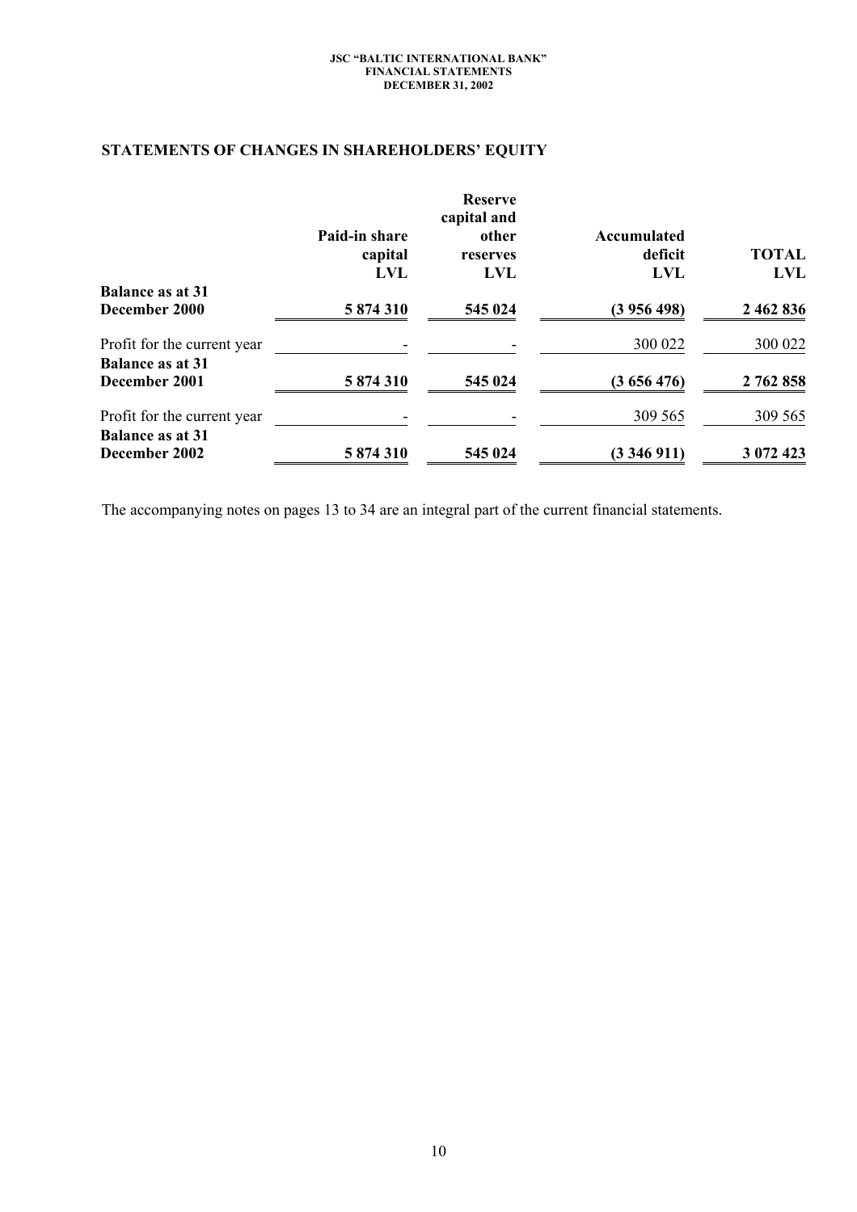## STATEMENTS OF CHANGES IN SHAREHOLDERS' EQUITY

| | Paid-in share capital LVL | Reserve capital and other reserves LVL | Accumulated deficit LVL | TOTAL LVL |
|---|---|---|---|---|
| **Balance as at 31 December 2000** | **5 874 310** | **545 024** | **(3 956 498)** | **2 462 836** |
| Profit for the current year | - | - | 300 022 | 300 022 |
| **Balance as at 31 December 2001** | **5 874 310** | **545 024** | **(3 656 476)** | **2 762 858** |
| Profit for the current year | - | - | 309 565 | 309 565 |
| **Balance as at 31 December 2002** | **5 874 310** | **545 024** | **(3 346 911)** | **3 072 423** |

The accompanying notes on pages 13 to 34 are an integral part of the current financial statements.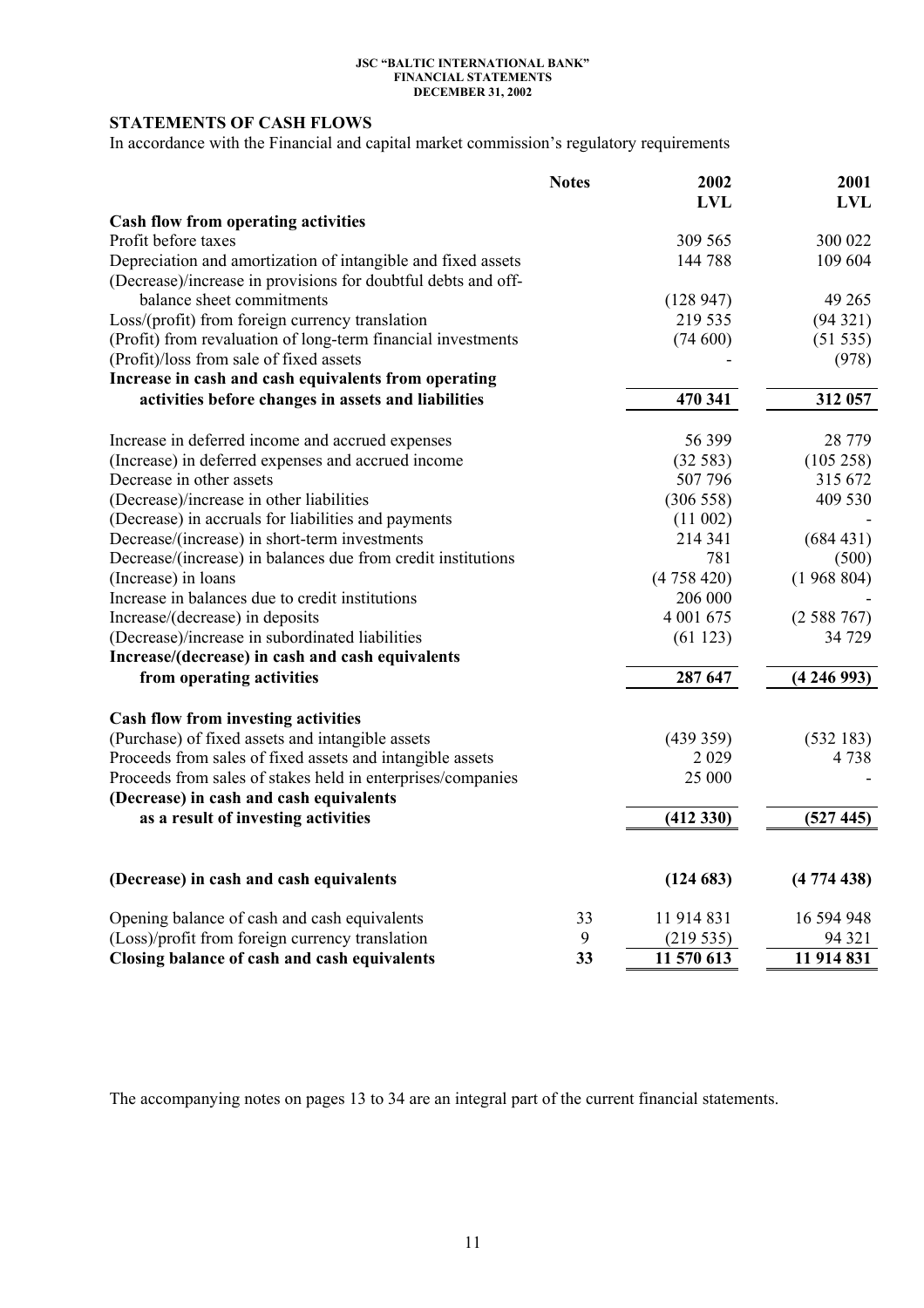## STATEMENTS OF CASH FLOWS

In accordance with the Financial and capital market commission's regulatory requirements

| | Notes | 2002<br>LVL | 2001<br>LVL |
|---|---|---|---|
| **Cash flow from operating activities** | | | |
| Profit before taxes | | 309 565 | 300 022 |
| Depreciation and amortization of intangible and fixed assets | | 144 788 | 109 604 |
| (Decrease)/increase in provisions for doubtful debts and off-balance sheet commitments | | (128 947) | 49 265 |
| Loss/(profit) from foreign currency translation | | 219 535 | (94 321) |
| (Profit) from revaluation of long-term financial investments | | (74 600) | (51 535) |
| (Profit)/loss from sale of fixed assets | | - | (978) |
| **Increase in cash and cash equivalents from operating activities before changes in assets and liabilities** | | **470 341** | **312 057** |
| Increase in deferred income and accrued expenses | | 56 399 | 28 779 |
| (Increase) in deferred expenses and accrued income | | (32 583) | (105 258) |
| Decrease in other assets | | 507 796 | 315 672 |
| (Decrease)/increase in other liabilities | | (306 558) | 409 530 |
| (Decrease) in accruals for liabilities and payments | | (11 002) | - |
| Decrease/(increase) in short-term investments | | 214 341 | (684 431) |
| Decrease/(increase) in balances due from credit institutions | | 781 | (500) |
| (Increase) in loans | | (4 758 420) | (1 968 804) |
| Increase in balances due to credit institutions | | 206 000 | - |
| Increase/(decrease) in deposits | | 4 001 675 | (2 588 767) |
| (Decrease)/increase in subordinated liabilities | | (61 123) | 34 729 |
| **Increase/(decrease) in cash and cash equivalents from operating activities** | | **287 647** | **(4 246 993)** |
| **Cash flow from investing activities** | | | |
| (Purchase) of fixed assets and intangible assets | | (439 359) | (532 183) |
| Proceeds from sales of fixed assets and intangible assets | | 2 029 | 4 738 |
| Proceeds from sales of stakes held in enterprises/companies | | 25 000 | - |
| **(Decrease) in cash and cash equivalents as a result of investing activities** | | **(412 330)** | **(527 445)** |
| **(Decrease) in cash and cash equivalents** | | **(124 683)** | **(4 774 438)** |
| Opening balance of cash and cash equivalents | 33 | 11 914 831 | 16 594 948 |
| (Loss)/profit from foreign currency translation | 9 | (219 535) | 94 321 |
| **Closing balance of cash and cash equivalents** | **33** | **11 570 613** | **11 914 831** |

The accompanying notes on pages 13 to 34 are an integral part of the current financial statements.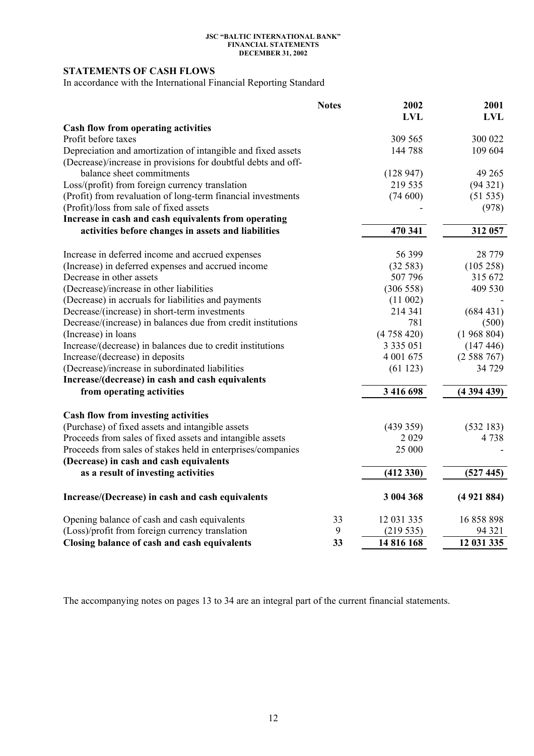## STATEMENTS OF CASH FLOWS

In accordance with the International Financial Reporting Standard

| | Notes | 2002 LVL | 2001 LVL |
|---|---|---|---|
| **Cash flow from operating activities** | | | |
| Profit before taxes | | 309 565 | 300 022 |
| Depreciation and amortization of intangible and fixed assets | | 144 788 | 109 604 |
| (Decrease)/increase in provisions for doubtful debts and off-balance sheet commitments | | (128 947) | 49 265 |
| Loss/(profit) from foreign currency translation | | 219 535 | (94 321) |
| (Profit) from revaluation of long-term financial investments | | (74 600) | (51 535) |
| (Profit)/loss from sale of fixed assets | | - | (978) |
| **Increase in cash and cash equivalents from operating activities before changes in assets and liabilities** | | **470 341** | **312 057** |
| Increase in deferred income and accrued expenses | | 56 399 | 28 779 |
| (Increase) in deferred expenses and accrued income | | (32 583) | (105 258) |
| Decrease in other assets | | 507 796 | 315 672 |
| (Decrease)/increase in other liabilities | | (306 558) | 409 530 |
| (Decrease) in accruals for liabilities and payments | | (11 002) | - |
| Decrease/(increase) in short-term investments | | 214 341 | (684 431) |
| Decrease/(increase) in balances due from credit institutions | | 781 | (500) |
| (Increase) in loans | | (4 758 420) | (1 968 804) |
| Increase/(decrease) in balances due to credit institutions | | 3 335 051 | (147 446) |
| Increase/(decrease) in deposits | | 4 001 675 | (2 588 767) |
| (Decrease)/increase in subordinated liabilities | | (61 123) | 34 729 |
| **Increase/(decrease) in cash and cash equivalents from operating activities** | | **3 416 698** | **(4 394 439)** |
| **Cash flow from investing activities** | | | |
| (Purchase) of fixed assets and intangible assets | | (439 359) | (532 183) |
| Proceeds from sales of fixed assets and intangible assets | | 2 029 | 4 738 |
| Proceeds from sales of stakes held in enterprises/companies | | 25 000 | - |
| **(Decrease) in cash and cash equivalents as a result of investing activities** | | **(412 330)** | **(527 445)** |
| **Increase/(Decrease) in cash and cash equivalents** | | **3 004 368** | **(4 921 884)** |
| Opening balance of cash and cash equivalents | 33 | 12 031 335 | 16 858 898 |
| (Loss)/profit from foreign currency translation | 9 | (219 535) | 94 321 |
| **Closing balance of cash and cash equivalents** | **33** | **14 816 168** | **12 031 335** |

The accompanying notes on pages 13 to 34 are an integral part of the current financial statements.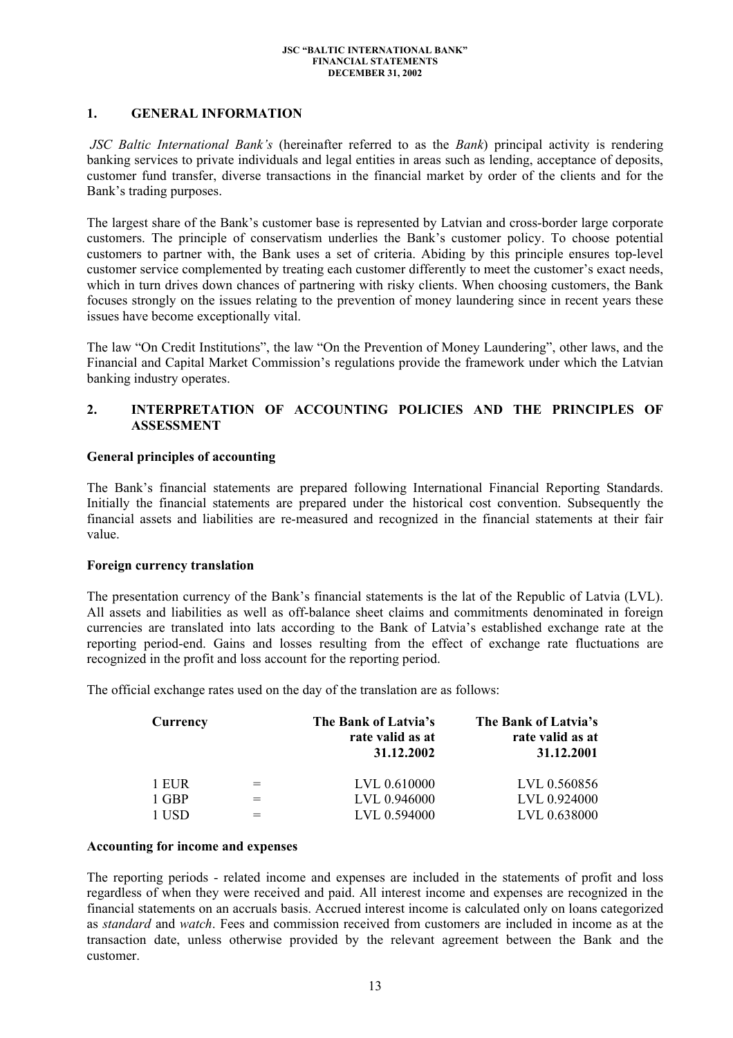## 1. GENERAL INFORMATION

*JSC Baltic International Bank's* (hereinafter referred to as the *Bank*) principal activity is rendering banking services to private individuals and legal entities in areas such as lending, acceptance of deposits, customer fund transfer, diverse transactions in the financial market by order of the clients and for the Bank's trading purposes.

The largest share of the Bank's customer base is represented by Latvian and cross-border large corporate customers. The principle of conservatism underlies the Bank's customer policy. To choose potential customers to partner with, the Bank uses a set of criteria. Abiding by this principle ensures top-level customer service complemented by treating each customer differently to meet the customer's exact needs, which in turn drives down chances of partnering with risky clients. When choosing customers, the Bank focuses strongly on the issues relating to the prevention of money laundering since in recent years these issues have become exceptionally vital.

The law "On Credit Institutions", the law "On the Prevention of Money Laundering", other laws, and the Financial and Capital Market Commission's regulations provide the framework under which the Latvian banking industry operates.

## 2. INTERPRETATION OF ACCOUNTING POLICIES AND THE PRINCIPLES OF ASSESSMENT

### General principles of accounting

The Bank's financial statements are prepared following International Financial Reporting Standards. Initially the financial statements are prepared under the historical cost convention. Subsequently the financial assets and liabilities are re-measured and recognized in the financial statements at their fair value.

### Foreign currency translation

The presentation currency of the Bank's financial statements is the lat of the Republic of Latvia (LVL). All assets and liabilities as well as off-balance sheet claims and commitments denominated in foreign currencies are translated into lats according to the Bank of Latvia's established exchange rate at the reporting period-end. Gains and losses resulting from the effect of exchange rate fluctuations are recognized in the profit and loss account for the reporting period.

The official exchange rates used on the day of the translation are as follows:

| Currency | | The Bank of Latvia's rate valid as at 31.12.2002 | The Bank of Latvia's rate valid as at 31.12.2001 |
|---|---|---|---|
| 1 EUR | = | LVL 0.610000 | LVL 0.560856 |
| 1 GBP | = | LVL 0.946000 | LVL 0.924000 |
| 1 USD | = | LVL 0.594000 | LVL 0.638000 |

### Accounting for income and expenses

The reporting periods - related income and expenses are included in the statements of profit and loss regardless of when they were received and paid. All interest income and expenses are recognized in the financial statements on an accruals basis. Accrued interest income is calculated only on loans categorized as *standard* and *watch*. Fees and commission received from customers are included in income as at the transaction date, unless otherwise provided by the relevant agreement between the Bank and the customer.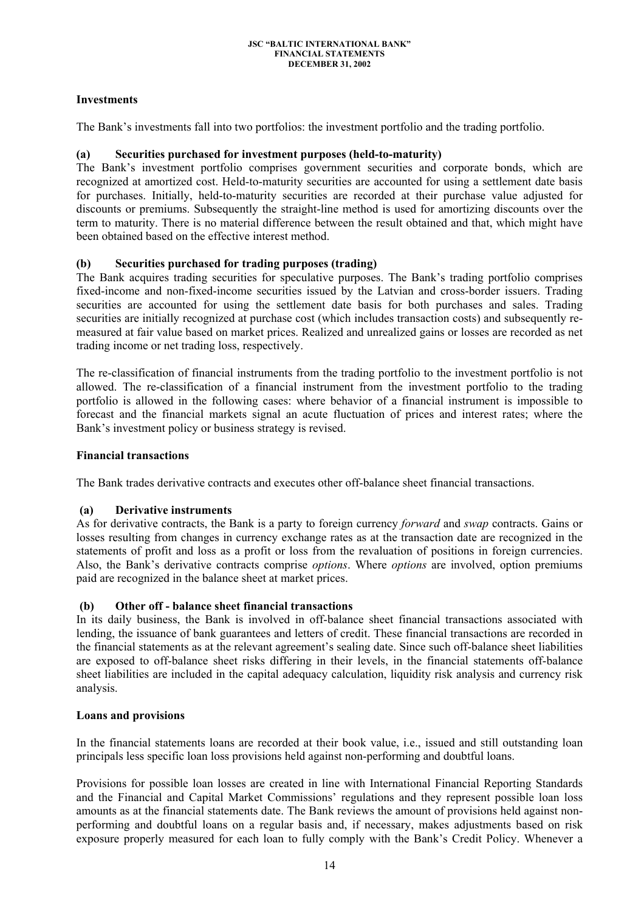### Investments

The Bank's investments fall into two portfolios: the investment portfolio and the trading portfolio.

#### (a) Securities purchased for investment purposes (held-to-maturity)

The Bank's investment portfolio comprises government securities and corporate bonds, which are recognized at amortized cost. Held-to-maturity securities are accounted for using a settlement date basis for purchases. Initially, held-to-maturity securities are recorded at their purchase value adjusted for discounts or premiums. Subsequently the straight-line method is used for amortizing discounts over the term to maturity. There is no material difference between the result obtained and that, which might have been obtained based on the effective interest method.

#### (b) Securities purchased for trading purposes (trading)

The Bank acquires trading securities for speculative purposes. The Bank's trading portfolio comprises fixed-income and non-fixed-income securities issued by the Latvian and cross-border issuers. Trading securities are accounted for using the settlement date basis for both purchases and sales. Trading securities are initially recognized at purchase cost (which includes transaction costs) and subsequently re-measured at fair value based on market prices. Realized and unrealized gains or losses are recorded as net trading income or net trading loss, respectively.

The re-classification of financial instruments from the trading portfolio to the investment portfolio is not allowed. The re-classification of a financial instrument from the investment portfolio to the trading portfolio is allowed in the following cases: where behavior of a financial instrument is impossible to forecast and the financial markets signal an acute fluctuation of prices and interest rates; where the Bank's investment policy or business strategy is revised.

### Financial transactions

The Bank trades derivative contracts and executes other off-balance sheet financial transactions.

#### (a) Derivative instruments

As for derivative contracts, the Bank is a party to foreign currency *forward* and *swap* contracts. Gains or losses resulting from changes in currency exchange rates as at the transaction date are recognized in the statements of profit and loss as a profit or loss from the revaluation of positions in foreign currencies. Also, the Bank's derivative contracts comprise *options*. Where *options* are involved, option premiums paid are recognized in the balance sheet at market prices.

#### (b) Other off - balance sheet financial transactions

In its daily business, the Bank is involved in off-balance sheet financial transactions associated with lending, the issuance of bank guarantees and letters of credit. These financial transactions are recorded in the financial statements as at the relevant agreement's sealing date. Since such off-balance sheet liabilities are exposed to off-balance sheet risks differing in their levels, in the financial statements off-balance sheet liabilities are included in the capital adequacy calculation, liquidity risk analysis and currency risk analysis.

### Loans and provisions

In the financial statements loans are recorded at their book value, i.e., issued and still outstanding loan principals less specific loan loss provisions held against non-performing and doubtful loans.

Provisions for possible loan losses are created in line with International Financial Reporting Standards and the Financial and Capital Market Commissions' regulations and they represent possible loan loss amounts as at the financial statements date. The Bank reviews the amount of provisions held against non-performing and doubtful loans on a regular basis and, if necessary, makes adjustments based on risk exposure properly measured for each loan to fully comply with the Bank's Credit Policy. Whenever a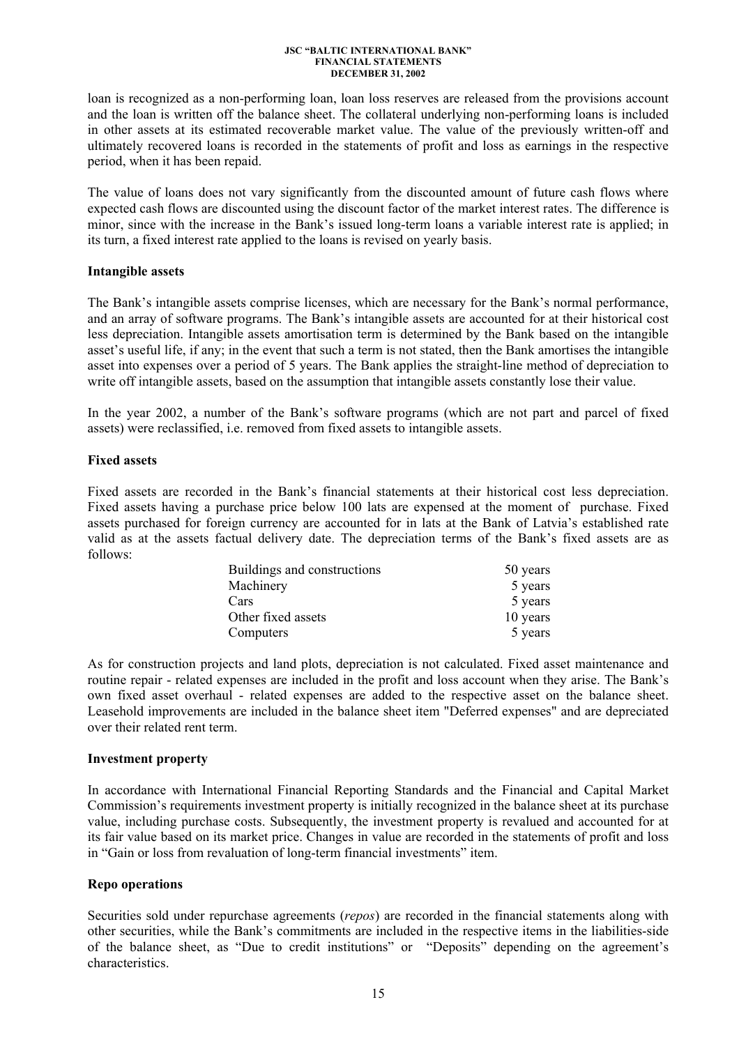loan is recognized as a non-performing loan, loan loss reserves are released from the provisions account and the loan is written off the balance sheet. The collateral underlying non-performing loans is included in other assets at its estimated recoverable market value. The value of the previously written-off and ultimately recovered loans is recorded in the statements of profit and loss as earnings in the respective period, when it has been repaid.

The value of loans does not vary significantly from the discounted amount of future cash flows where expected cash flows are discounted using the discount factor of the market interest rates. The difference is minor, since with the increase in the Bank's issued long-term loans a variable interest rate is applied; in its turn, a fixed interest rate applied to the loans is revised on yearly basis.

**Intangible assets**

The Bank's intangible assets comprise licenses, which are necessary for the Bank's normal performance, and an array of software programs. The Bank's intangible assets are accounted for at their historical cost less depreciation. Intangible assets amortisation term is determined by the Bank based on the intangible asset's useful life, if any; in the event that such a term is not stated, then the Bank amortises the intangible asset into expenses over a period of 5 years. The Bank applies the straight-line method of depreciation to write off intangible assets, based on the assumption that intangible assets constantly lose their value.

In the year 2002, a number of the Bank's software programs (which are not part and parcel of fixed assets) were reclassified, i.e. removed from fixed assets to intangible assets.

**Fixed assets**

Fixed assets are recorded in the Bank's financial statements at their historical cost less depreciation. Fixed assets having a purchase price below 100 lats are expensed at the moment of purchase. Fixed assets purchased for foreign currency are accounted for in lats at the Bank of Latvia's established rate valid as at the assets factual delivery date. The depreciation terms of the Bank's fixed assets are as follows:

| | |
|---|---|
| Buildings and constructions | 50 years |
| Machinery | 5 years |
| Cars | 5 years |
| Other fixed assets | 10 years |
| Computers | 5 years |

As for construction projects and land plots, depreciation is not calculated. Fixed asset maintenance and routine repair - related expenses are included in the profit and loss account when they arise. The Bank's own fixed asset overhaul - related expenses are added to the respective asset on the balance sheet. Leasehold improvements are included in the balance sheet item "Deferred expenses" and are depreciated over their related rent term.

**Investment property**

In accordance with International Financial Reporting Standards and the Financial and Capital Market Commission's requirements investment property is initially recognized in the balance sheet at its purchase value, including purchase costs. Subsequently, the investment property is revalued and accounted for at its fair value based on its market price. Changes in value are recorded in the statements of profit and loss in "Gain or loss from revaluation of long-term financial investments" item.

**Repo operations**

Securities sold under repurchase agreements (*repos*) are recorded in the financial statements along with other securities, while the Bank's commitments are included in the respective items in the liabilities-side of the balance sheet, as "Due to credit institutions" or "Deposits" depending on the agreement's characteristics.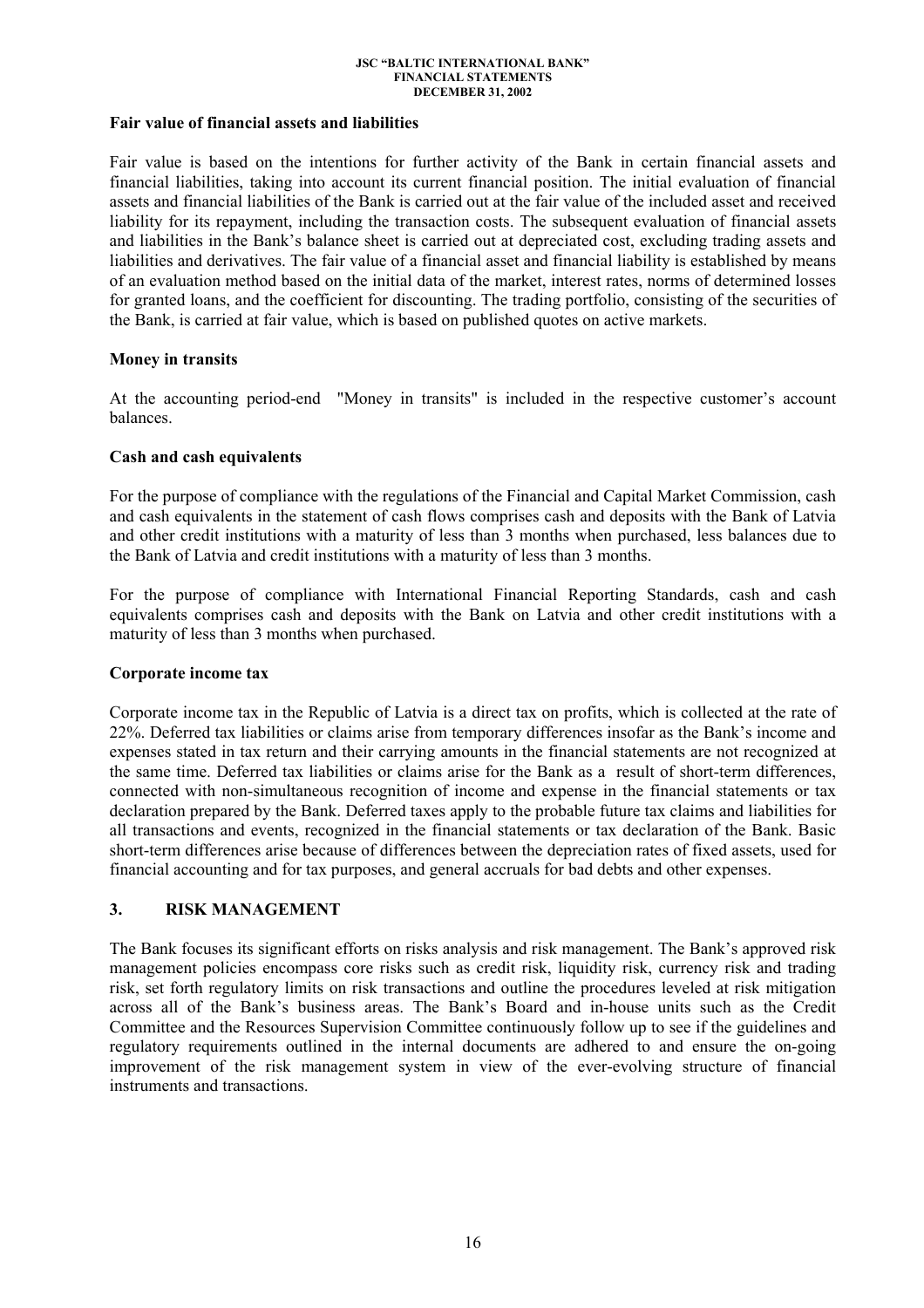**Fair value of financial assets and liabilities**

Fair value is based on the intentions for further activity of the Bank in certain financial assets and financial liabilities, taking into account its current financial position. The initial evaluation of financial assets and financial liabilities of the Bank is carried out at the fair value of the included asset and received liability for its repayment, including the transaction costs. The subsequent evaluation of financial assets and liabilities in the Bank's balance sheet is carried out at depreciated cost, excluding trading assets and liabilities and derivatives. The fair value of a financial asset and financial liability is established by means of an evaluation method based on the initial data of the market, interest rates, norms of determined losses for granted loans, and the coefficient for discounting. The trading portfolio, consisting of the securities of the Bank, is carried at fair value, which is based on published quotes on active markets.

**Money in transits**

At the accounting period-end "Money in transits" is included in the respective customer's account balances.

**Cash and cash equivalents**

For the purpose of compliance with the regulations of the Financial and Capital Market Commission, cash and cash equivalents in the statement of cash flows comprises cash and deposits with the Bank of Latvia and other credit institutions with a maturity of less than 3 months when purchased, less balances due to the Bank of Latvia and credit institutions with a maturity of less than 3 months.

For the purpose of compliance with International Financial Reporting Standards, cash and cash equivalents comprises cash and deposits with the Bank on Latvia and other credit institutions with a maturity of less than 3 months when purchased.

**Corporate income tax**

Corporate income tax in the Republic of Latvia is a direct tax on profits, which is collected at the rate of 22%. Deferred tax liabilities or claims arise from temporary differences insofar as the Bank's income and expenses stated in tax return and their carrying amounts in the financial statements are not recognized at the same time. Deferred tax liabilities or claims arise for the Bank as a result of short-term differences, connected with non-simultaneous recognition of income and expense in the financial statements or tax declaration prepared by the Bank. Deferred taxes apply to the probable future tax claims and liabilities for all transactions and events, recognized in the financial statements or tax declaration of the Bank. Basic short-term differences arise because of differences between the depreciation rates of fixed assets, used for financial accounting and for tax purposes, and general accruals for bad debts and other expenses.

## 3. RISK MANAGEMENT

The Bank focuses its significant efforts on risks analysis and risk management. The Bank's approved risk management policies encompass core risks such as credit risk, liquidity risk, currency risk and trading risk, set forth regulatory limits on risk transactions and outline the procedures leveled at risk mitigation across all of the Bank's business areas. The Bank's Board and in-house units such as the Credit Committee and the Resources Supervision Committee continuously follow up to see if the guidelines and regulatory requirements outlined in the internal documents are adhered to and ensure the on-going improvement of the risk management system in view of the ever-evolving structure of financial instruments and transactions.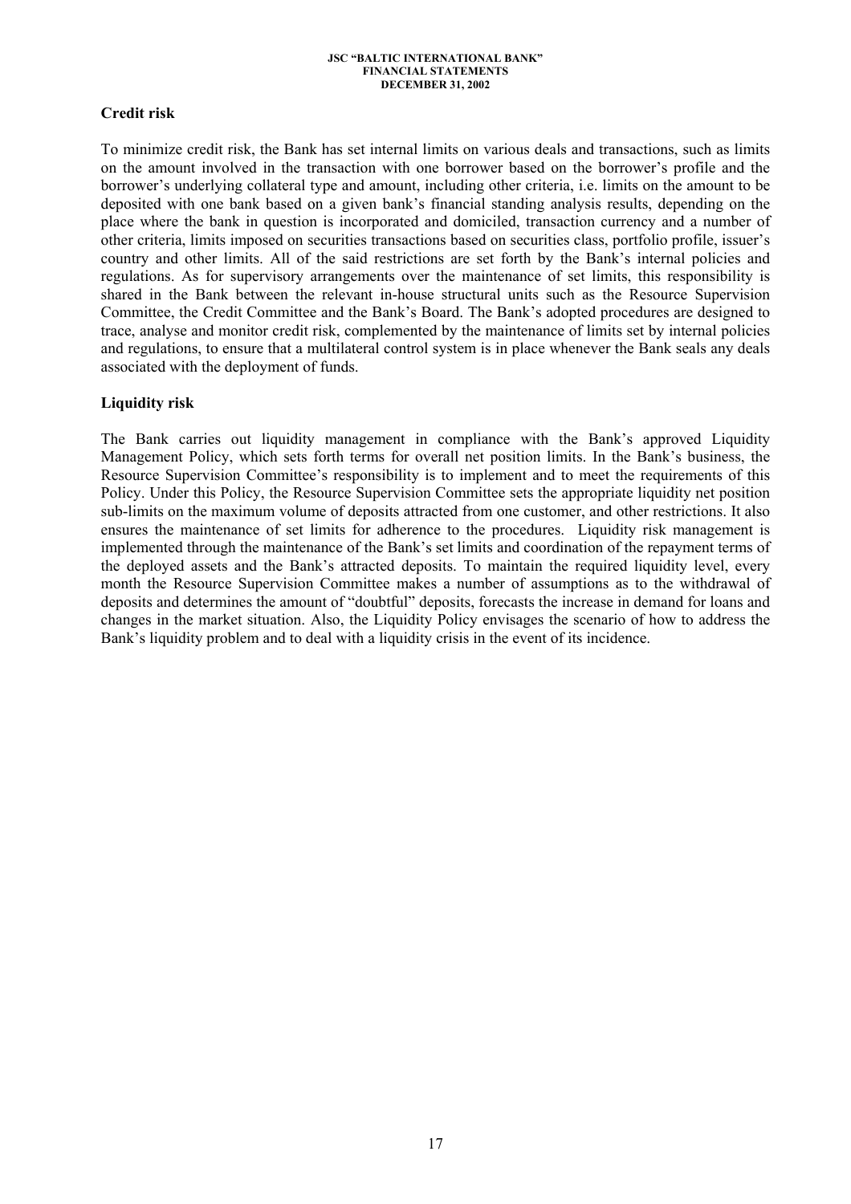## Credit risk

To minimize credit risk, the Bank has set internal limits on various deals and transactions, such as limits on the amount involved in the transaction with one borrower based on the borrower's profile and the borrower's underlying collateral type and amount, including other criteria, i.e. limits on the amount to be deposited with one bank based on a given bank's financial standing analysis results, depending on the place where the bank in question is incorporated and domiciled, transaction currency and a number of other criteria, limits imposed on securities transactions based on securities class, portfolio profile, issuer's country and other limits. All of the said restrictions are set forth by the Bank's internal policies and regulations. As for supervisory arrangements over the maintenance of set limits, this responsibility is shared in the Bank between the relevant in-house structural units such as the Resource Supervision Committee, the Credit Committee and the Bank's Board. The Bank's adopted procedures are designed to trace, analyse and monitor credit risk, complemented by the maintenance of limits set by internal policies and regulations, to ensure that a multilateral control system is in place whenever the Bank seals any deals associated with the deployment of funds.

## Liquidity risk

The Bank carries out liquidity management in compliance with the Bank's approved Liquidity Management Policy, which sets forth terms for overall net position limits. In the Bank's business, the Resource Supervision Committee's responsibility is to implement and to meet the requirements of this Policy. Under this Policy, the Resource Supervision Committee sets the appropriate liquidity net position sub-limits on the maximum volume of deposits attracted from one customer, and other restrictions. It also ensures the maintenance of set limits for adherence to the procedures. Liquidity risk management is implemented through the maintenance of the Bank's set limits and coordination of the repayment terms of the deployed assets and the Bank's attracted deposits. To maintain the required liquidity level, every month the Resource Supervision Committee makes a number of assumptions as to the withdrawal of deposits and determines the amount of "doubtful" deposits, forecasts the increase in demand for loans and changes in the market situation. Also, the Liquidity Policy envisages the scenario of how to address the Bank's liquidity problem and to deal with a liquidity crisis in the event of its incidence.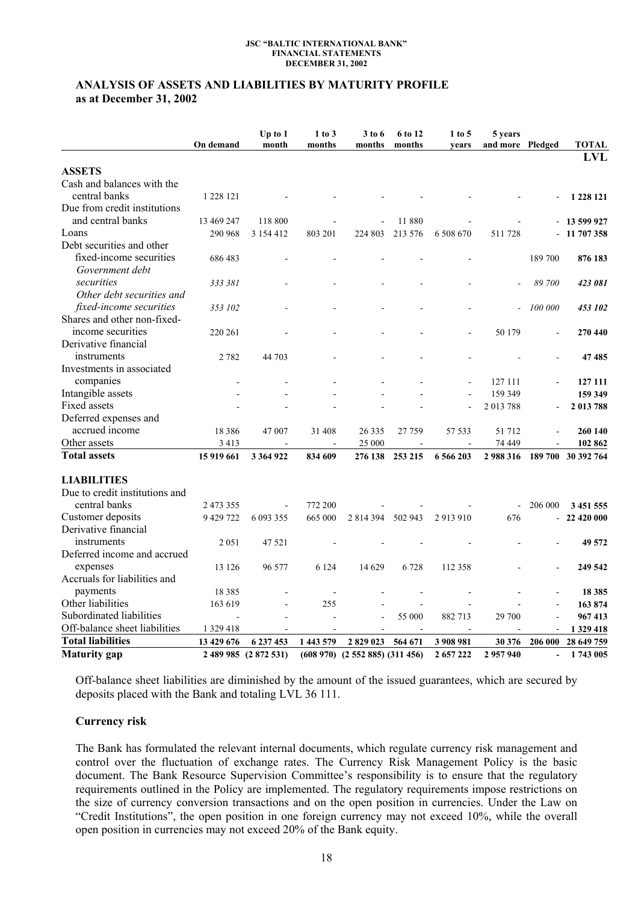## ANALYSIS OF ASSETS AND LIABILITIES BY MATURITY PROFILE
### as at December 31, 2002

| | On demand | Up to 1 month | 1 to 3 months | 3 to 6 months | 6 to 12 months | 1 to 5 years | 5 years and more | Pledged | TOTAL LVL |
|---|---|---|---|---|---|---|---|---|---|
| **ASSETS** | | | | | | | | | |
| Cash and balances with the central banks | 1 228 121 | - | - | - | - | - | - | - | **1 228 121** |
| Due from credit institutions and central banks | 13 469 247 | 118 800 | - | - | 11 880 | - | - | - | **13 599 927** |
| Loans | 290 968 | 3 154 412 | 803 201 | 224 803 | 213 576 | 6 508 670 | 511 728 | - | **11 707 358** |
| Debt securities and other fixed-income securities | 686 483 | - | - | - | - | - | | 189 700 | **876 183** |
| *Government debt securities* | *333 381* | - | - | - | - | - | - | *89 700* | ***423 081*** |
| *Other debt securities and fixed-income securities* | *353 102* | - | - | - | - | - | - | *100 000* | ***453 102*** |
| Shares and other non-fixed-income securities | 220 261 | - | - | - | - | - | 50 179 | - | **270 440** |
| Derivative financial instruments | 2 782 | 44 703 | - | - | - | - | - | - | **47 485** |
| Investments in associated companies | - | - | - | - | - | - | 127 111 | - | **127 111** |
| Intangible assets | - | - | - | - | - | - | 159 349 | | **159 349** |
| Fixed assets | - | - | - | - | - | - | 2 013 788 | - | **2 013 788** |
| Deferred expenses and accrued income | 18 386 | 47 007 | 31 408 | 26 335 | 27 759 | 57 533 | 51 712 | - | **260 140** |
| Other assets | 3 413 | - | - | 25 000 | - | - | 74 449 | - | **102 862** |
| **Total assets** | **15 919 661** | **3 364 922** | **834 609** | **276 138** | **253 215** | **6 566 203** | **2 988 316** | **189 700** | **30 392 764** |
| **LIABILITIES** | | | | | | | | | |
| Due to credit institutions and central banks | 2 473 355 | - | 772 200 | - | - | - | - | 206 000 | **3 451 555** |
| Customer deposits | 9 429 722 | 6 093 355 | 665 000 | 2 814 394 | 502 943 | 2 913 910 | 676 | - | **22 420 000** |
| Derivative financial instruments | 2 051 | 47 521 | - | - | - | - | - | - | **49 572** |
| Deferred income and accrued expenses | 13 126 | 96 577 | 6 124 | 14 629 | 6 728 | 112 358 | - | - | **249 542** |
| Accruals for liabilities and payments | 18 385 | - | - | - | - | - | - | - | **18 385** |
| Other liabilities | 163 619 | - | 255 | - | - | - | - | - | **163 874** |
| Subordinated liabilities | - | - | - | - | 55 000 | 882 713 | 29 700 | - | **967 413** |
| Off-balance sheet liabilities | 1 329 418 | - | - | - | - | - | - | - | **1 329 418** |
| **Total liabilities** | **13 429 676** | **6 237 453** | **1 443 579** | **2 829 023** | **564 671** | **3 908 981** | **30 376** | **206 000** | **28 649 759** |
| **Maturity gap** | **2 489 985** | **(2 872 531)** | **(608 970)** | **(2 552 885)** | **(311 456)** | **2 657 222** | **2 957 940** | **-** | **1 743 005** |

Off-balance sheet liabilities are diminished by the amount of the issued guarantees, which are secured by deposits placed with the Bank and totaling LVL 36 111.

### Currency risk

The Bank has formulated the relevant internal documents, which regulate currency risk management and control over the fluctuation of exchange rates. The Currency Risk Management Policy is the basic document. The Bank Resource Supervision Committee's responsibility is to ensure that the regulatory requirements outlined in the Policy are implemented. The regulatory requirements impose restrictions on the size of currency conversion transactions and on the open position in currencies. Under the Law on "Credit Institutions", the open position in one foreign currency may not exceed 10%, while the overall open position in currencies may not exceed 20% of the Bank equity.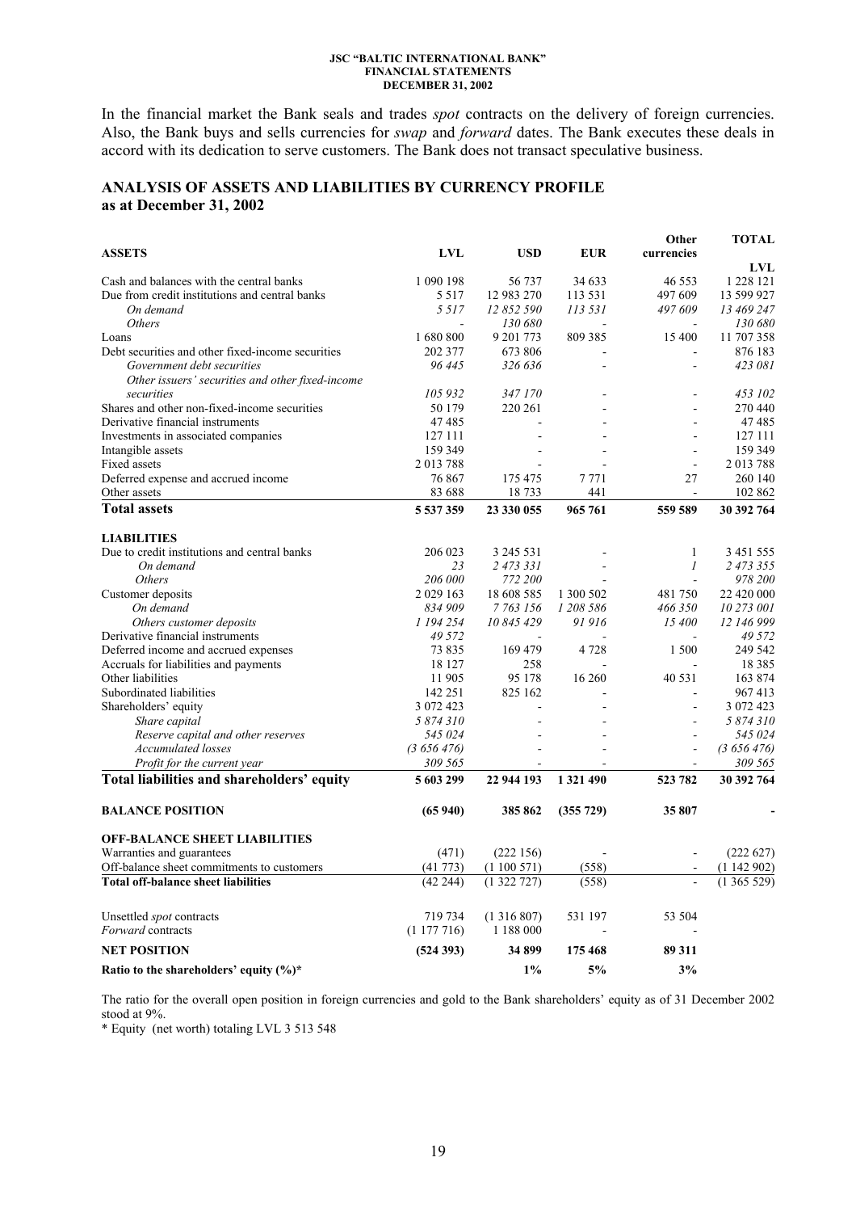In the financial market the Bank seals and trades *spot* contracts on the delivery of foreign currencies. Also, the Bank buys and sells currencies for *swap* and *forward* dates. The Bank executes these deals in accord with its dedication to serve customers. The Bank does not transact speculative business.

## ANALYSIS OF ASSETS AND LIABILITIES BY CURRENCY PROFILE as at December 31, 2002

| ASSETS | LVL | USD | EUR | Other currencies | TOTAL LVL |
|---|---|---|---|---|---|
| Cash and balances with the central banks | 1 090 198 | 56 737 | 34 633 | 46 553 | 1 228 121 |
| Due from credit institutions and central banks | 5 517 | 12 983 270 | 113 531 | 497 609 | 13 599 927 |
| *On demand* | *5 517* | *12 852 590* | *113 531* | *497 609* | *13 469 247* |
| *Others* | - | *130 680* | - | - | *130 680* |
| Loans | 1 680 800 | 9 201 773 | 809 385 | 15 400 | 11 707 358 |
| Debt securities and other fixed-income securities | 202 377 | 673 806 | - | - | 876 183 |
| *Government debt securities* | *96 445* | *326 636* | - | - | *423 081* |
| *Other issuers' securities and other fixed-income securities* | *105 932* | *347 170* | - | - | *453 102* |
| Shares and other non-fixed-income securities | 50 179 | 220 261 | - | - | 270 440 |
| Derivative financial instruments | 47 485 | - | - | - | 47 485 |
| Investments in associated companies | 127 111 | - | - | - | 127 111 |
| Intangible assets | 159 349 | - | - | - | 159 349 |
| Fixed assets | 2 013 788 | - | - | - | 2 013 788 |
| Deferred expense and accrued income | 76 867 | 175 475 | 7 771 | 27 | 260 140 |
| Other assets | 83 688 | 18 733 | 441 | - | 102 862 |
| **Total assets** | **5 537 359** | **23 330 055** | **965 761** | **559 589** | **30 392 764** |
| **LIABILITIES** | | | | | |
| Due to credit institutions and central banks | 206 023 | 3 245 531 | - | 1 | 3 451 555 |
| *On demand* | *23* | *2 473 331* | - | *1* | *2 473 355* |
| *Others* | *206 000* | *772 200* | - | - | *978 200* |
| Customer deposits | 2 029 163 | 18 608 585 | 1 300 502 | 481 750 | 22 420 000 |
| *On demand* | *834 909* | *7 763 156* | *1 208 586* | *466 350* | *10 273 001* |
| *Others customer deposits* | *1 194 254* | *10 845 429* | *91 916* | *15 400* | *12 146 999* |
| Derivative financial instruments | 49 572 | - | - | - | 49 572 |
| Deferred income and accrued expenses | 73 835 | 169 479 | 4 728 | 1 500 | 249 542 |
| Accruals for liabilities and payments | 18 127 | 258 | - | - | 18 385 |
| Other liabilities | 11 905 | 95 178 | 16 260 | 40 531 | 163 874 |
| Subordinated liabilities | 142 251 | 825 162 | - | - | 967 413 |
| Shareholders' equity | 3 072 423 | - | - | - | 3 072 423 |
| *Share capital* | *5 874 310* | - | - | - | *5 874 310* |
| *Reserve capital and other reserves* | *545 024* | - | - | - | *545 024* |
| *Accumulated losses* | *(3 656 476)* | - | - | - | *(3 656 476)* |
| *Profit for the current year* | *309 565* | - | - | - | *309 565* |
| **Total liabilities and shareholders' equity** | **5 603 299** | **22 944 193** | **1 321 490** | **523 782** | **30 392 764** |
| **BALANCE POSITION** | **(65 940)** | **385 862** | **(355 729)** | **35 807** | **-** |
| **OFF-BALANCE SHEET LIABILITIES** | | | | | |
| Warranties and guarantees | (471) | (222 156) | - | - | (222 627) |
| Off-balance sheet commitments to customers | (41 773) | (1 100 571) | (558) | - | (1 142 902) |
| **Total off-balance sheet liabilities** | (42 244) | (1 322 727) | (558) | - | (1 365 529) |
| Unsettled *spot* contracts | 719 734 | (1 316 807) | 531 197 | 53 504 | |
| *Forward* contracts | (1 177 716) | 1 188 000 | - | - | |
| **NET POSITION** | **(524 393)** | **34 899** | **175 468** | **89 311** | |
| **Ratio to the shareholders' equity (%)*** | | **1%** | **5%** | **3%** | |

The ratio for the overall open position in foreign currencies and gold to the Bank shareholders' equity as of 31 December 2002 stood at 9%.

\* Equity (net worth) totaling LVL 3 513 548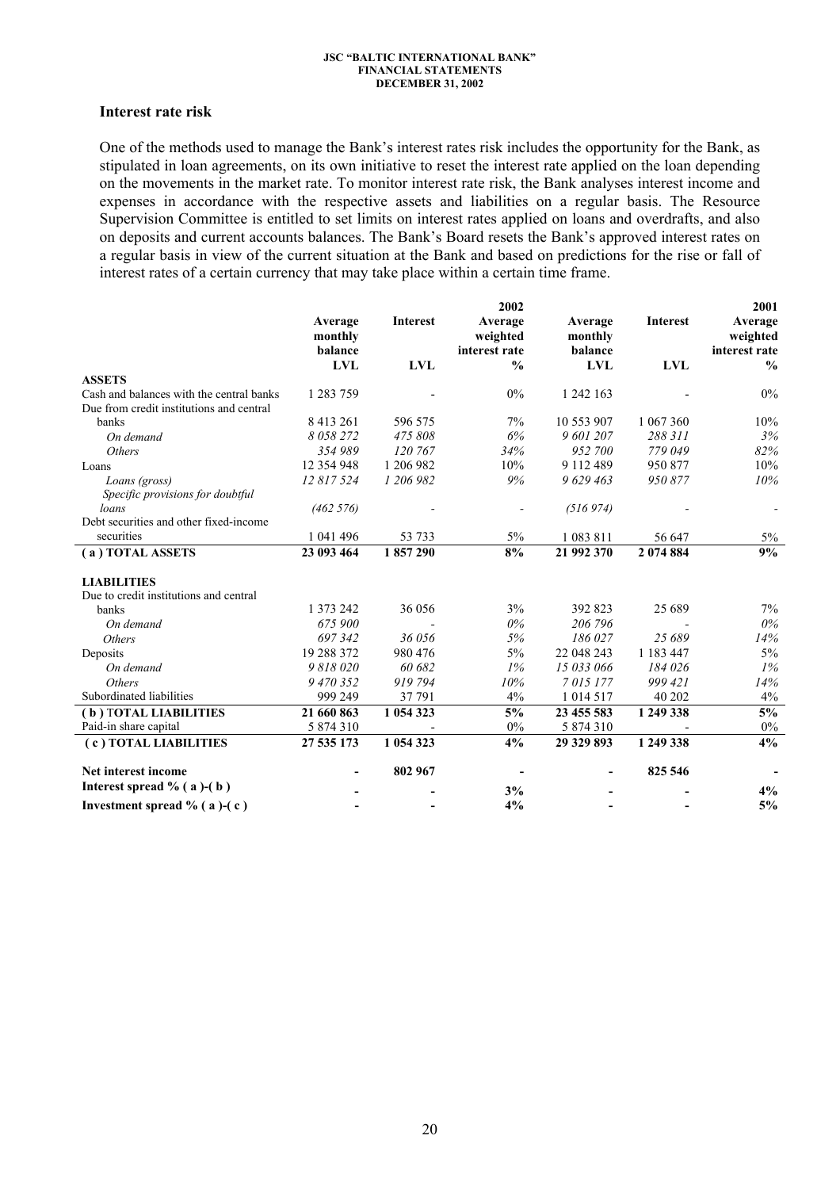## Interest rate risk

One of the methods used to manage the Bank's interest rates risk includes the opportunity for the Bank, as stipulated in loan agreements, on its own initiative to reset the interest rate applied on the loan depending on the movements in the market rate. To monitor interest rate risk, the Bank analyses interest income and expenses in accordance with the respective assets and liabilities on a regular basis. The Resource Supervision Committee is entitled to set limits on interest rates applied on loans and overdrafts, and also on deposits and current accounts balances. The Bank's Board resets the Bank's approved interest rates on a regular basis in view of the current situation at the Bank and based on predictions for the rise or fall of interest rates of a certain currency that may take place within a certain time frame.

| | | | 2002 | | | 2001 |
|---|---|---|---|---|---|---|
| | Average monthly balance | Interest | Average weighted interest rate | Average monthly balance | Interest | Average weighted interest rate |
| | LVL | LVL | % | LVL | LVL | % |
| **ASSETS** | | | | | | |
| Cash and balances with the central banks | 1 283 759 | - | 0% | 1 242 163 | - | 0% |
| Due from credit institutions and central banks | 8 413 261 | 596 575 | 7% | 10 553 907 | 1 067 360 | 10% |
| *On demand* | *8 058 272* | *475 808* | *6%* | *9 601 207* | *288 311* | *3%* |
| *Others* | *354 989* | *120 767* | *34%* | *952 700* | *779 049* | *82%* |
| Loans | 12 354 948 | 1 206 982 | 10% | 9 112 489 | 950 877 | 10% |
| *Loans (gross)* | *12 817 524* | *1 206 982* | *9%* | *9 629 463* | *950 877* | *10%* |
| *Specific provisions for doubtful loans* | *(462 576)* | - | - | *(516 974)* | - | - |
| Debt securities and other fixed-income securities | 1 041 496 | 53 733 | 5% | 1 083 811 | 56 647 | 5% |
| **( a ) TOTAL ASSETS** | **23 093 464** | **1 857 290** | **8%** | **21 992 370** | **2 074 884** | **9%** |
| **LIABILITIES** | | | | | | |
| Due to credit institutions and central banks | 1 373 242 | 36 056 | 3% | 392 823 | 25 689 | 7% |
| *On demand* | *675 900* | - | *0%* | *206 796* | - | *0%* |
| *Others* | *697 342* | *36 056* | *5%* | *186 027* | *25 689* | *14%* |
| Deposits | 19 288 372 | 980 476 | 5% | 22 048 243 | 1 183 447 | 5% |
| *On demand* | *9 818 020* | *60 682* | *1%* | *15 033 066* | *184 026* | *1%* |
| *Others* | *9 470 352* | *919 794* | *10%* | *7 015 177* | *999 421* | *14%* |
| Subordinated liabilities | 999 249 | 37 791 | 4% | 1 014 517 | 40 202 | 4% |
| **( b ) TOTAL LIABILITIES** | **21 660 863** | **1 054 323** | **5%** | **23 455 583** | **1 249 338** | **5%** |
| Paid-in share capital | 5 874 310 | - | 0% | 5 874 310 | - | 0% |
| **( c ) TOTAL LIABILITIES** | **27 535 173** | **1 054 323** | **4%** | **29 329 893** | **1 249 338** | **4%** |
| **Net interest income** | **-** | **802 967** | **-** | **-** | **825 546** | **-** |
| **Interest spread % ( a )-( b )** | **-** | **-** | **3%** | **-** | **-** | **4%** |
| **Investment spread % ( a )-( c )** | **-** | **-** | **4%** | **-** | **-** | **5%** |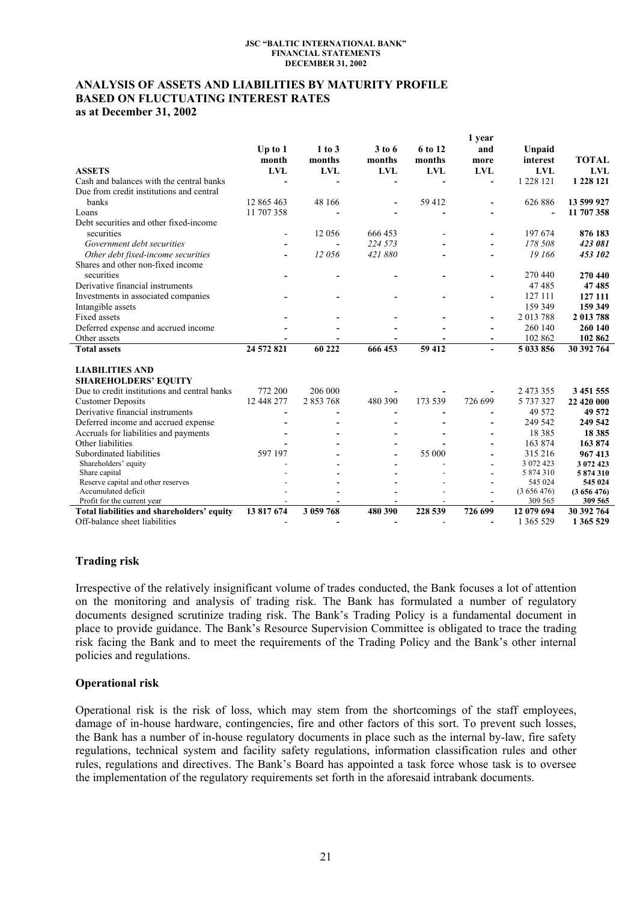## ANALYSIS OF ASSETS AND LIABILITIES BY MATURITY PROFILE BASED ON FLUCTUATING INTEREST RATES
**as at December 31, 2002**

| ASSETS | Up to 1 month LVL | 1 to 3 months LVL | 3 to 6 months LVL | 6 to 12 months LVL | 1 year and more LVL | Unpaid interest LVL | TOTAL LVL |
|---|---|---|---|---|---|---|---|
| Cash and balances with the central banks | - | - | - | - | - | 1 228 121 | **1 228 121** |
| Due from credit institutions and central banks | 12 865 463 | 48 166 | - | 59 412 | - | 626 886 | **13 599 927** |
| Loans | 11 707 358 | - | - | - | - | - | **11 707 358** |
| Debt securities and other fixed-income securities | - | 12 056 | 666 453 | - | - | 197 674 | **876 183** |
| *Government debt securities* | - | - | *224 573* | - | - | *178 508* | ***423 081*** |
| *Other debt fixed-income securities* | - | *12 056* | *421 880* | - | - | *19 166* | ***453 102*** |
| Shares and other non-fixed income securities | - | - | - | - | - | 270 440 | **270 440** |
| Derivative financial instruments | | | | | | 47 485 | **47 485** |
| Investments in associated companies | - | - | - | - | - | 127 111 | **127 111** |
| Intangible assets | | | | | | 159 349 | **159 349** |
| Fixed assets | - | - | - | - | - | 2 013 788 | **2 013 788** |
| Deferred expense and accrued income | - | - | - | - | - | 260 140 | **260 140** |
| Other assets | - | - | - | - | - | 102 862 | **102 862** |
| **Total assets** | **24 572 821** | **60 222** | **666 453** | **59 412** | **-** | **5 033 856** | **30 392 764** |
| | | | | | | | |
| **LIABILITIES AND SHAREHOLDERS' EQUITY** | | | | | | | |
| Due to credit institutions and central banks | 772 200 | 206 000 | - | - | - | 2 473 355 | **3 451 555** |
| Customer Deposits | 12 448 277 | 2 853 768 | 480 390 | 173 539 | 726 699 | 5 737 327 | **22 420 000** |
| Derivative financial instruments | - | - | - | - | - | 49 572 | **49 572** |
| Deferred income and accrued expense | - | - | - | - | - | 249 542 | **249 542** |
| Accruals for liabilities and payments | - | - | - | - | - | 18 385 | **18 385** |
| Other liabilities | - | - | - | - | - | 163 874 | **163 874** |
| Subordinated liabilities | 597 197 | - | - | 55 000 | - | 315 216 | **967 413** |
| Shareholders' equity | - | - | - | - | - | 3 072 423 | **3 072 423** |
| Share capital | - | - | - | - | - | 5 874 310 | **5 874 310** |
| Reserve capital and other reserves | - | - | - | - | - | 545 024 | **545 024** |
| Accumulated deficit | - | - | - | - | - | (3 656 476) | **(3 656 476)** |
| Profit for the current year | - | - | - | - | - | 309 565 | **309 565** |
| **Total liabilities and shareholders' equity** | **13 817 674** | **3 059 768** | **480 390** | **228 539** | **726 699** | **12 079 694** | **30 392 764** |
| Off-balance sheet liabilities | - | - | - | - | - | 1 365 529 | **1 365 529** |

### Trading risk

Irrespective of the relatively insignificant volume of trades conducted, the Bank focuses a lot of attention on the monitoring and analysis of trading risk. The Bank has formulated a number of regulatory documents designed scrutinize trading risk. The Bank's Trading Policy is a fundamental document in place to provide guidance. The Bank's Resource Supervision Committee is obligated to trace the trading risk facing the Bank and to meet the requirements of the Trading Policy and the Bank's other internal policies and regulations.

### Operational risk

Operational risk is the risk of loss, which may stem from the shortcomings of the staff employees, damage of in-house hardware, contingencies, fire and other factors of this sort. To prevent such losses, the Bank has a number of in-house regulatory documents in place such as the internal by-law, fire safety regulations, technical system and facility safety regulations, information classification rules and other rules, regulations and directives. The Bank's Board has appointed a task force whose task is to oversee the implementation of the regulatory requirements set forth in the aforesaid intrabank documents.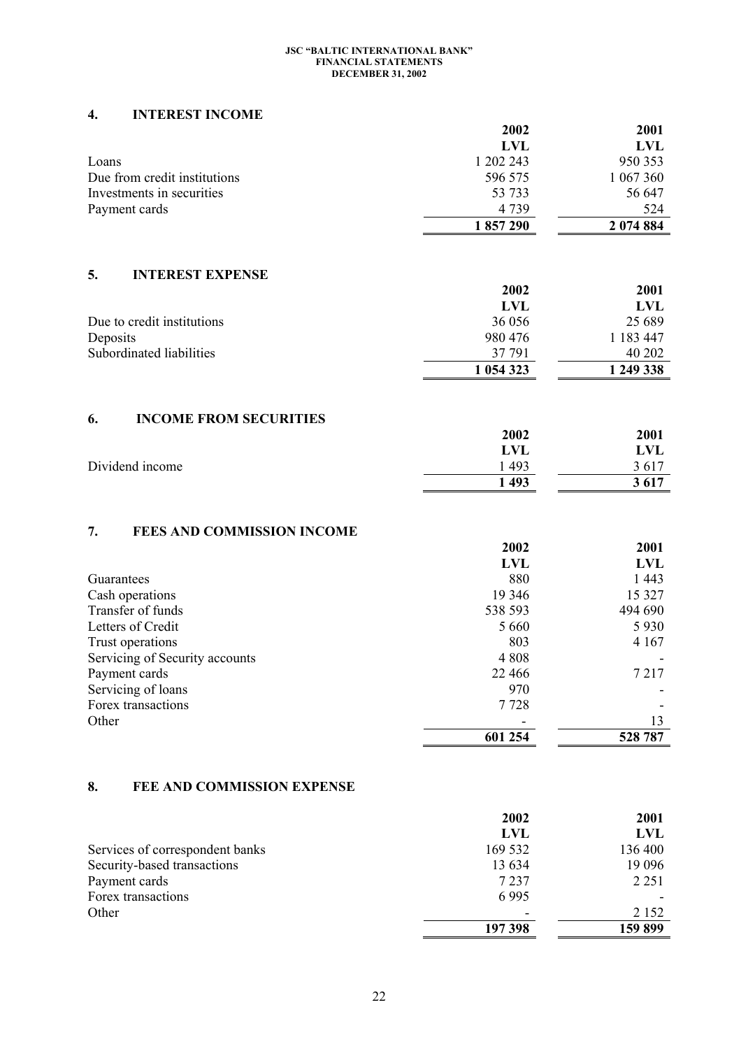## 4. INTEREST INCOME

| | 2002 | 2001 |
|---|---|---|
| | LVL | LVL |
| Loans | 1 202 243 | 950 353 |
| Due from credit institutions | 596 575 | 1 067 360 |
| Investments in securities | 53 733 | 56 647 |
| Payment cards | 4 739 | 524 |
| | **1 857 290** | **2 074 884** |

## 5. INTEREST EXPENSE

| | 2002 | 2001 |
|---|---|---|
| | LVL | LVL |
| Due to credit institutions | 36 056 | 25 689 |
| Deposits | 980 476 | 1 183 447 |
| Subordinated liabilities | 37 791 | 40 202 |
| | **1 054 323** | **1 249 338** |

## 6. INCOME FROM SECURITIES

| | 2002 | 2001 |
|---|---|---|
| | LVL | LVL |
| Dividend income | 1 493 | 3 617 |
| | **1 493** | **3 617** |

## 7. FEES AND COMMISSION INCOME

| | 2002 | 2001 |
|---|---|---|
| | LVL | LVL |
| Guarantees | 880 | 1 443 |
| Cash operations | 19 346 | 15 327 |
| Transfer of funds | 538 593 | 494 690 |
| Letters of Credit | 5 660 | 5 930 |
| Trust operations | 803 | 4 167 |
| Servicing of Security accounts | 4 808 | - |
| Payment cards | 22 466 | 7 217 |
| Servicing of loans | 970 | - |
| Forex transactions | 7 728 | - |
| Other | - | 13 |
| | **601 254** | **528 787** |

## 8. FEE AND COMMISSION EXPENSE

| | 2002 | 2001 |
|---|---|---|
| | LVL | LVL |
| Services of correspondent banks | 169 532 | 136 400 |
| Security-based transactions | 13 634 | 19 096 |
| Payment cards | 7 237 | 2 251 |
| Forex transactions | 6 995 | - |
| Other | - | 2 152 |
| | **197 398** | **159 899** |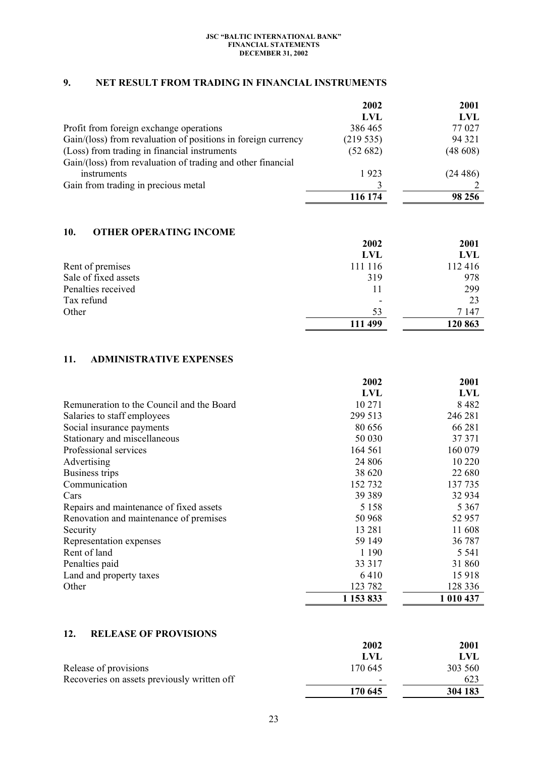## 9. NET RESULT FROM TRADING IN FINANCIAL INSTRUMENTS

| | 2002 | 2001 |
|---|---|---|
| | LVL | LVL |
| Profit from foreign exchange operations | 386 465 | 77 027 |
| Gain/(loss) from revaluation of positions in foreign currency | (219 535) | 94 321 |
| (Loss) from trading in financial instruments | (52 682) | (48 608) |
| Gain/(loss) from revaluation of trading and other financial instruments | 1 923 | (24 486) |
| Gain from trading in precious metal | 3 | 2 |
| | **116 174** | **98 256** |

## 10. OTHER OPERATING INCOME

| | 2002 | 2001 |
|---|---|---|
| | LVL | LVL |
| Rent of premises | 111 116 | 112 416 |
| Sale of fixed assets | 319 | 978 |
| Penalties received | 11 | 299 |
| Tax refund | - | 23 |
| Other | 53 | 7 147 |
| | **111 499** | **120 863** |

## 11. ADMINISTRATIVE EXPENSES

| | 2002 | 2001 |
|---|---|---|
| | LVL | LVL |
| Remuneration to the Council and the Board | 10 271 | 8 482 |
| Salaries to staff employees | 299 513 | 246 281 |
| Social insurance payments | 80 656 | 66 281 |
| Stationary and miscellaneous | 50 030 | 37 371 |
| Professional services | 164 561 | 160 079 |
| Advertising | 24 806 | 10 220 |
| Business trips | 38 620 | 22 680 |
| Communication | 152 732 | 137 735 |
| Cars | 39 389 | 32 934 |
| Repairs and maintenance of fixed assets | 5 158 | 5 367 |
| Renovation and maintenance of premises | 50 968 | 52 957 |
| Security | 13 281 | 11 608 |
| Representation expenses | 59 149 | 36 787 |
| Rent of land | 1 190 | 5 541 |
| Penalties paid | 33 317 | 31 860 |
| Land and property taxes | 6 410 | 15 918 |
| Other | 123 782 | 128 336 |
| | **1 153 833** | **1 010 437** |

## 12. RELEASE OF PROVISIONS

| | 2002 | 2001 |
|---|---|---|
| | LVL | LVL |
| Release of provisions | 170 645 | 303 560 |
| Recoveries on assets previously written off | - | 623 |
| | **170 645** | **304 183** |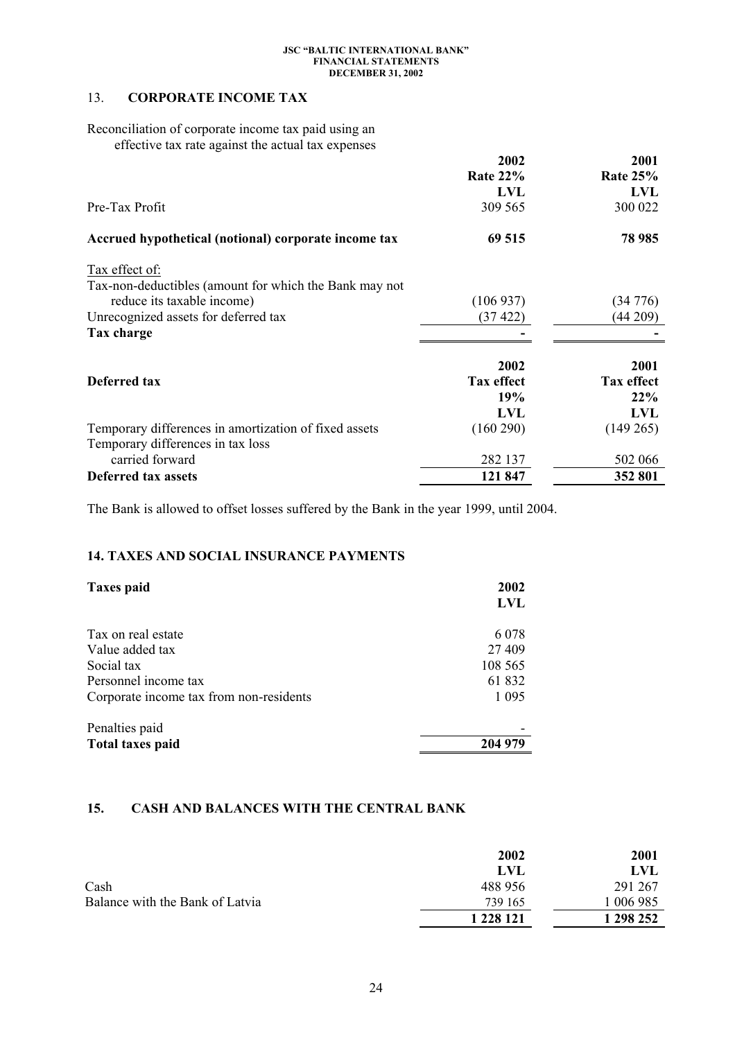## 13. CORPORATE INCOME TAX

Reconciliation of corporate income tax paid using an effective tax rate against the actual tax expenses

| | 2002<br>Rate 22%<br>LVL | 2001<br>Rate 25%<br>LVL |
|---|---|---|
| Pre-Tax Profit | 309 565 | 300 022 |
| **Accrued hypothetical (notional) corporate income tax** | **69 515** | **78 985** |
| Tax effect of: | | |
| Tax-non-deductibles (amount for which the Bank may not reduce its taxable income) | (106 937) | (34 776) |
| Unrecognized assets for deferred tax | (37 422) | (44 209) |
| **Tax charge** | - | - |

| **Deferred tax** | 2002<br>Tax effect<br>19%<br>LVL | 2001<br>Tax effect<br>22%<br>LVL |
|---|---|---|
| Temporary differences in amortization of fixed assets | (160 290) | (149 265) |
| Temporary differences in tax loss carried forward | 282 137 | 502 066 |
| **Deferred tax assets** | **121 847** | **352 801** |

The Bank is allowed to offset losses suffered by the Bank in the year 1999, until 2004.

## 14. TAXES AND SOCIAL INSURANCE PAYMENTS

| **Taxes paid** | 2002<br>LVL |
|---|---|
| Tax on real estate | 6 078 |
| Value added tax | 27 409 |
| Social tax | 108 565 |
| Personnel income tax | 61 832 |
| Corporate income tax from non-residents | 1 095 |
| Penalties paid | - |
| **Total taxes paid** | **204 979** |

## 15. CASH AND BALANCES WITH THE CENTRAL BANK

| | 2002<br>LVL | 2001<br>LVL |
|---|---|---|
| Cash | 488 956 | 291 267 |
| Balance with the Bank of Latvia | 739 165 | 1 006 985 |
| | **1 228 121** | **1 298 252** |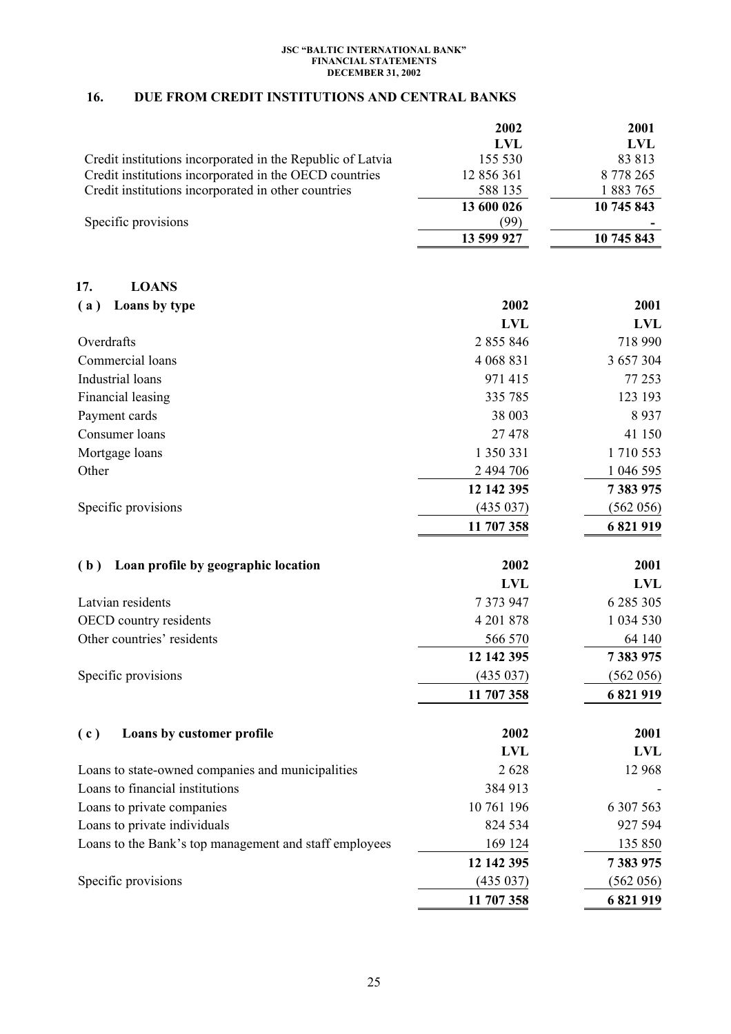## 16. DUE FROM CREDIT INSTITUTIONS AND CENTRAL BANKS

| | 2002 | 2001 |
|---|---|---|
| | LVL | LVL |
| Credit institutions incorporated in the Republic of Latvia | 155 530 | 83 813 |
| Credit institutions incorporated in the OECD countries | 12 856 361 | 8 778 265 |
| Credit institutions incorporated in other countries | 588 135 | 1 883 765 |
| | **13 600 026** | **10 745 843** |
| Specific provisions | (99) | - |
| | **13 599 927** | **10 745 843** |

## 17. LOANS

### (a) Loans by type

| | 2002 | 2001 |
|---|---|---|
| | LVL | LVL |
| Overdrafts | 2 855 846 | 718 990 |
| Commercial loans | 4 068 831 | 3 657 304 |
| Industrial loans | 971 415 | 77 253 |
| Financial leasing | 335 785 | 123 193 |
| Payment cards | 38 003 | 8 937 |
| Consumer loans | 27 478 | 41 150 |
| Mortgage loans | 1 350 331 | 1 710 553 |
| Other | 2 494 706 | 1 046 595 |
| | **12 142 395** | **7 383 975** |
| Specific provisions | (435 037) | (562 056) |
| | **11 707 358** | **6 821 919** |

### (b) Loan profile by geographic location

| | 2002 | 2001 |
|---|---|---|
| | LVL | LVL |
| Latvian residents | 7 373 947 | 6 285 305 |
| OECD country residents | 4 201 878 | 1 034 530 |
| Other countries' residents | 566 570 | 64 140 |
| | **12 142 395** | **7 383 975** |
| Specific provisions | (435 037) | (562 056) |
| | **11 707 358** | **6 821 919** |

### (c) Loans by customer profile

| | 2002 | 2001 |
|---|---|---|
| | LVL | LVL |
| Loans to state-owned companies and municipalities | 2 628 | 12 968 |
| Loans to financial institutions | 384 913 | - |
| Loans to private companies | 10 761 196 | 6 307 563 |
| Loans to private individuals | 824 534 | 927 594 |
| Loans to the Bank's top management and staff employees | 169 124 | 135 850 |
| | **12 142 395** | **7 383 975** |
| Specific provisions | (435 037) | (562 056) |
| | **11 707 358** | **6 821 919** |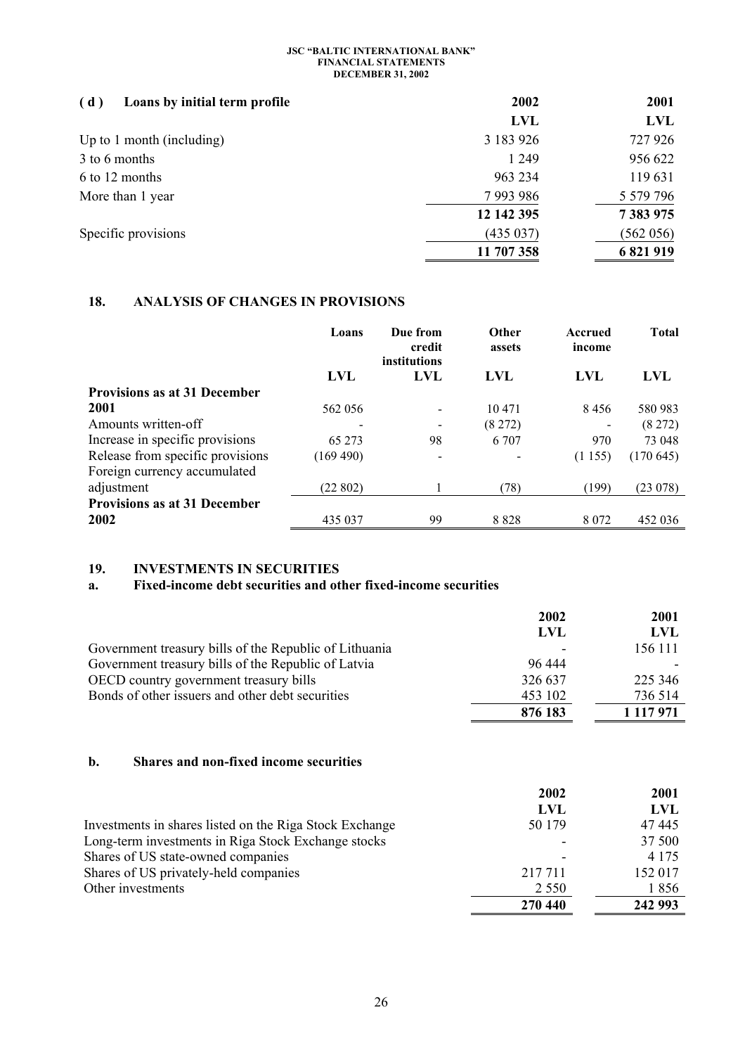## ( d ) Loans by initial term profile

| | 2002 | 2001 |
|---|---|---|
| | **LVL** | **LVL** |
| Up to 1 month (including) | 3 183 926 | 727 926 |
| 3 to 6 months | 1 249 | 956 622 |
| 6 to 12 months | 963 234 | 119 631 |
| More than 1 year | 7 993 986 | 5 579 796 |
| | **12 142 395** | **7 383 975** |
| Specific provisions | (435 037) | (562 056) |
| | **11 707 358** | **6 821 919** |

## 18. ANALYSIS OF CHANGES IN PROVISIONS

| | Loans | Due from credit institutions | Other assets | Accrued income | Total |
|---|---|---|---|---|---|
| | **LVL** | **LVL** | **LVL** | **LVL** | **LVL** |
| **Provisions as at 31 December 2001** | 562 056 | - | 10 471 | 8 456 | 580 983 |
| Amounts written-off | - | - | (8 272) | - | (8 272) |
| Increase in specific provisions | 65 273 | 98 | 6 707 | 970 | 73 048 |
| Release from specific provisions | (169 490) | - | - | (1 155) | (170 645) |
| Foreign currency accumulated adjustment | (22 802) | 1 | (78) | (199) | (23 078) |
| **Provisions as at 31 December 2002** | 435 037 | 99 | 8 828 | 8 072 | 452 036 |

## 19. INVESTMENTS IN SECURITIES

### a. Fixed-income debt securities and other fixed-income securities

| | 2002 | 2001 |
|---|---|---|
| | **LVL** | **LVL** |
| Government treasury bills of the Republic of Lithuania | - | 156 111 |
| Government treasury bills of the Republic of Latvia | 96 444 | - |
| OECD country government treasury bills | 326 637 | 225 346 |
| Bonds of other issuers and other debt securities | 453 102 | 736 514 |
| | **876 183** | **1 117 971** |

### b. Shares and non-fixed income securities

| | 2002 | 2001 |
|---|---|---|
| | **LVL** | **LVL** |
| Investments in shares listed on the Riga Stock Exchange | 50 179 | 47 445 |
| Long-term investments in Riga Stock Exchange stocks | - | 37 500 |
| Shares of US state-owned companies | - | 4 175 |
| Shares of US privately-held companies | 217 711 | 152 017 |
| Other investments | 2 550 | 1 856 |
| | **270 440** | **242 993** |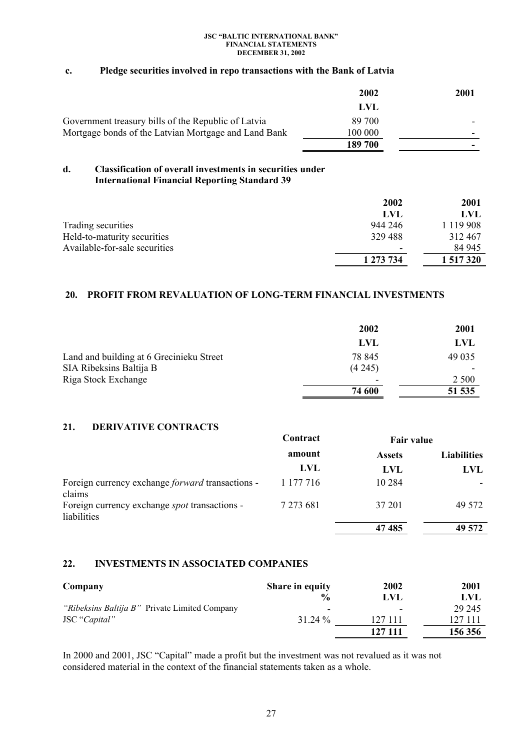### c. Pledge securities involved in repo transactions with the Bank of Latvia

| | 2002 | 2001 |
|---|---|---|
| | LVL | |
| Government treasury bills of the Republic of Latvia | 89 700 | - |
| Mortgage bonds of the Latvian Mortgage and Land Bank | 100 000 | - |
| | **189 700** | **-** |

### d. Classification of overall investments in securities under International Financial Reporting Standard 39

| | 2002 | 2001 |
|---|---|---|
| | LVL | LVL |
| Trading securities | 944 246 | 1 119 908 |
| Held-to-maturity securities | 329 488 | 312 467 |
| Available-for-sale securities | - | 84 945 |
| | **1 273 734** | **1 517 320** |

## 20. PROFIT FROM REVALUATION OF LONG-TERM FINANCIAL INVESTMENTS

| | 2002 | 2001 |
|---|---|---|
| | LVL | LVL |
| Land and building at 6 Grecinieku Street | 78 845 | 49 035 |
| SIA Ribeksins Baltija B | (4 245) | - |
| Riga Stock Exchange | - | 2 500 |
| | **74 600** | **51 535** |

## 21. DERIVATIVE CONTRACTS

| | Contract amount | Fair value | |
|---|---|---|---|
| | | Assets | Liabilities |
| | LVL | LVL | LVL |
| Foreign currency exchange *forward* transactions - claims | 1 177 716 | 10 284 | - |
| Foreign currency exchange *spot* transactions - liabilities | 7 273 681 | 37 201 | 49 572 |
| | | **47 485** | **49 572** |

## 22. INVESTMENTS IN ASSOCIATED COMPANIES

| Company | Share in equity | 2002 | 2001 |
|---|---|---|---|
| | % | LVL | LVL |
| *"Ribeksins Baltija B"* Private Limited Company | - | - | 29 245 |
| JSC "*Capital"* | 31.24 % | 127 111 | 127 111 |
| | | **127 111** | **156 356** |

In 2000 and 2001, JSC "Capital" made a profit but the investment was not revalued as it was not considered material in the context of the financial statements taken as a whole.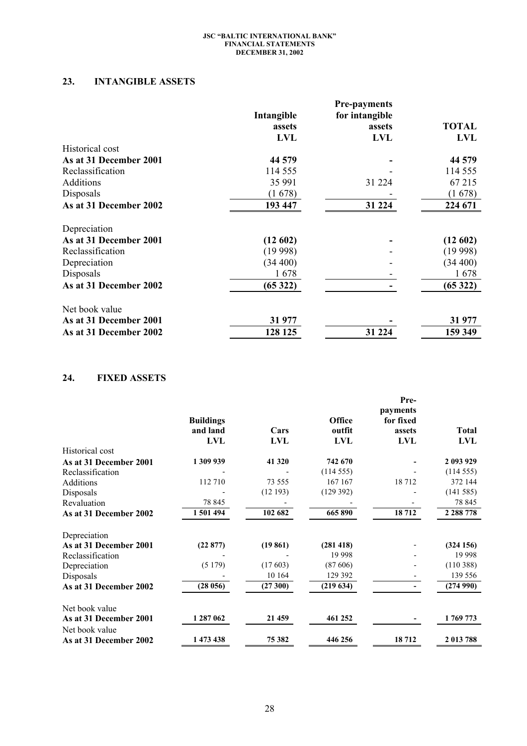## 23. INTANGIBLE ASSETS

| | Intangible assets LVL | Pre-payments for intangible assets LVL | TOTAL LVL |
|---|---|---|---|
| Historical cost | | | |
| **As at 31 December 2001** | **44 579** | **-** | **44 579** |
| Reclassification | 114 555 | - | 114 555 |
| Additions | 35 991 | 31 224 | 67 215 |
| Disposals | (1 678) | - | (1 678) |
| **As at 31 December 2002** | **193 447** | **31 224** | **224 671** |
| Depreciation | | | |
| **As at 31 December 2001** | **(12 602)** | **-** | **(12 602)** |
| Reclassification | (19 998) | - | (19 998) |
| Depreciation | (34 400) | - | (34 400) |
| Disposals | 1 678 | - | 1 678 |
| **As at 31 December 2002** | **(65 322)** | **-** | **(65 322)** |
| Net book value | | | |
| **As at 31 December 2001** | **31 977** | **-** | **31 977** |
| **As at 31 December 2002** | **128 125** | **31 224** | **159 349** |

## 24. FIXED ASSETS

| | Buildings and land LVL | Cars LVL | Office outfit LVL | Pre-payments for fixed assets LVL | Total LVL |
|---|---|---|---|---|---|
| Historical cost | | | | | |
| **As at 31 December 2001** | **1 309 939** | **41 320** | **742 670** | **-** | **2 093 929** |
| Reclassification | - | - | (114 555) | - | (114 555) |
| Additions | 112 710 | 73 555 | 167 167 | 18 712 | 372 144 |
| Disposals | - | (12 193) | (129 392) | - | (141 585) |
| Revaluation | 78 845 | - | - | - | 78 845 |
| **As at 31 December 2002** | **1 501 494** | **102 682** | **665 890** | **18 712** | **2 288 778** |
| Depreciation | | | | | |
| **As at 31 December 2001** | **(22 877)** | **(19 861)** | **(281 418)** | - | **(324 156)** |
| Reclassification | - | - | 19 998 | - | 19 998 |
| Depreciation | (5 179) | (17 603) | (87 606) | - | (110 388) |
| Disposals | - | 10 164 | 129 392 | - | 139 556 |
| **As at 31 December 2002** | **(28 056)** | **(27 300)** | **(219 634)** | **-** | **(274 990)** |
| Net book value | | | | | |
| **As at 31 December 2001** | **1 287 062** | **21 459** | **461 252** | **-** | **1 769 773** |
| Net book value | | | | | |
| **As at 31 December 2002** | **1 473 438** | **75 382** | **446 256** | **18 712** | **2 013 788** |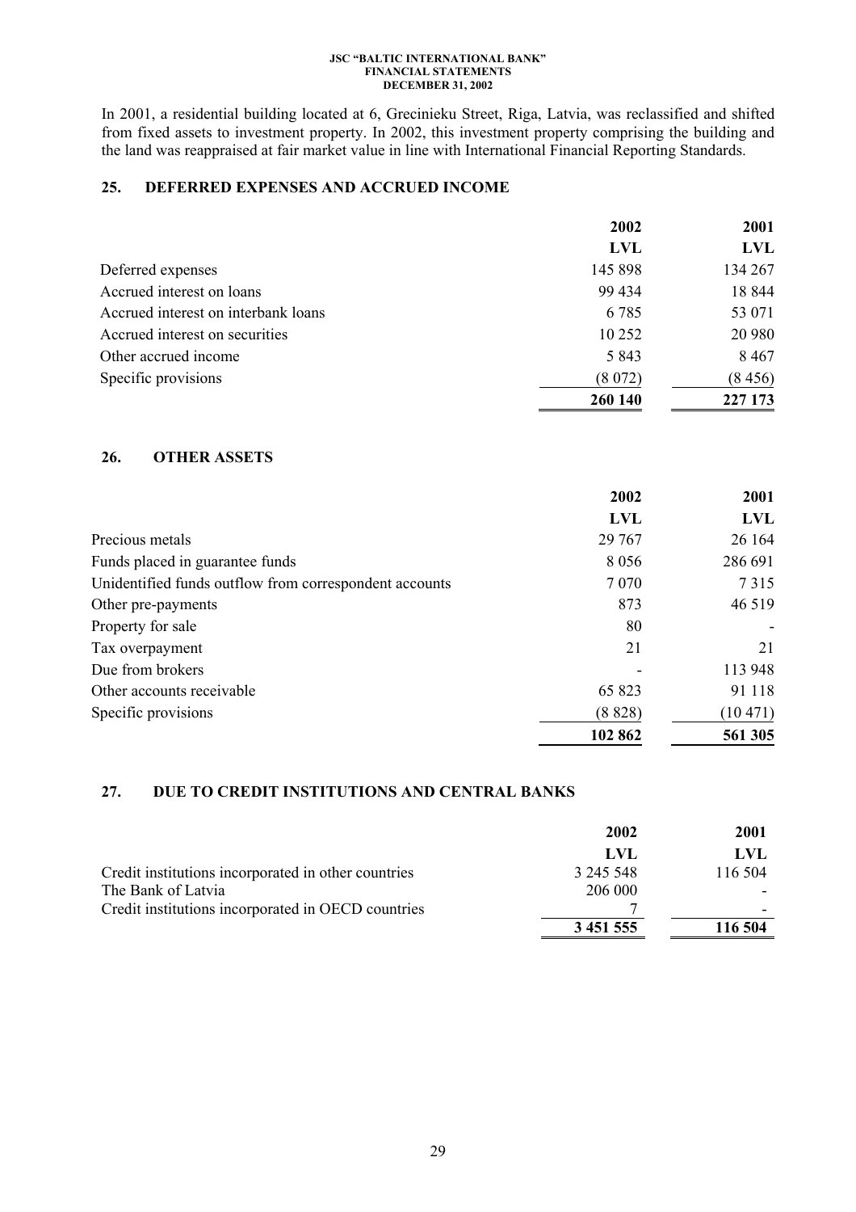In 2001, a residential building located at 6, Grecinieku Street, Riga, Latvia, was reclassified and shifted from fixed assets to investment property. In 2002, this investment property comprising the building and the land was reappraised at fair market value in line with International Financial Reporting Standards.

## 25. DEFERRED EXPENSES AND ACCRUED INCOME

| | 2002 | 2001 |
|---|---|---|
| | LVL | LVL |
| Deferred expenses | 145 898 | 134 267 |
| Accrued interest on loans | 99 434 | 18 844 |
| Accrued interest on interbank loans | 6 785 | 53 071 |
| Accrued interest on securities | 10 252 | 20 980 |
| Other accrued income | 5 843 | 8 467 |
| Specific provisions | (8 072) | (8 456) |
| | **260 140** | **227 173** |

## 26. OTHER ASSETS

| | 2002 | 2001 |
|---|---|---|
| | LVL | LVL |
| Precious metals | 29 767 | 26 164 |
| Funds placed in guarantee funds | 8 056 | 286 691 |
| Unidentified funds outflow from correspondent accounts | 7 070 | 7 315 |
| Other pre-payments | 873 | 46 519 |
| Property for sale | 80 | - |
| Tax overpayment | 21 | 21 |
| Due from brokers | - | 113 948 |
| Other accounts receivable | 65 823 | 91 118 |
| Specific provisions | (8 828) | (10 471) |
| | **102 862** | **561 305** |

## 27. DUE TO CREDIT INSTITUTIONS AND CENTRAL BANKS

| | 2002 | 2001 |
|---|---|---|
| | LVL | LVL |
| Credit institutions incorporated in other countries | 3 245 548 | 116 504 |
| The Bank of Latvia | 206 000 | - |
| Credit institutions incorporated in OECD countries | 7 | - |
| | **3 451 555** | **116 504** |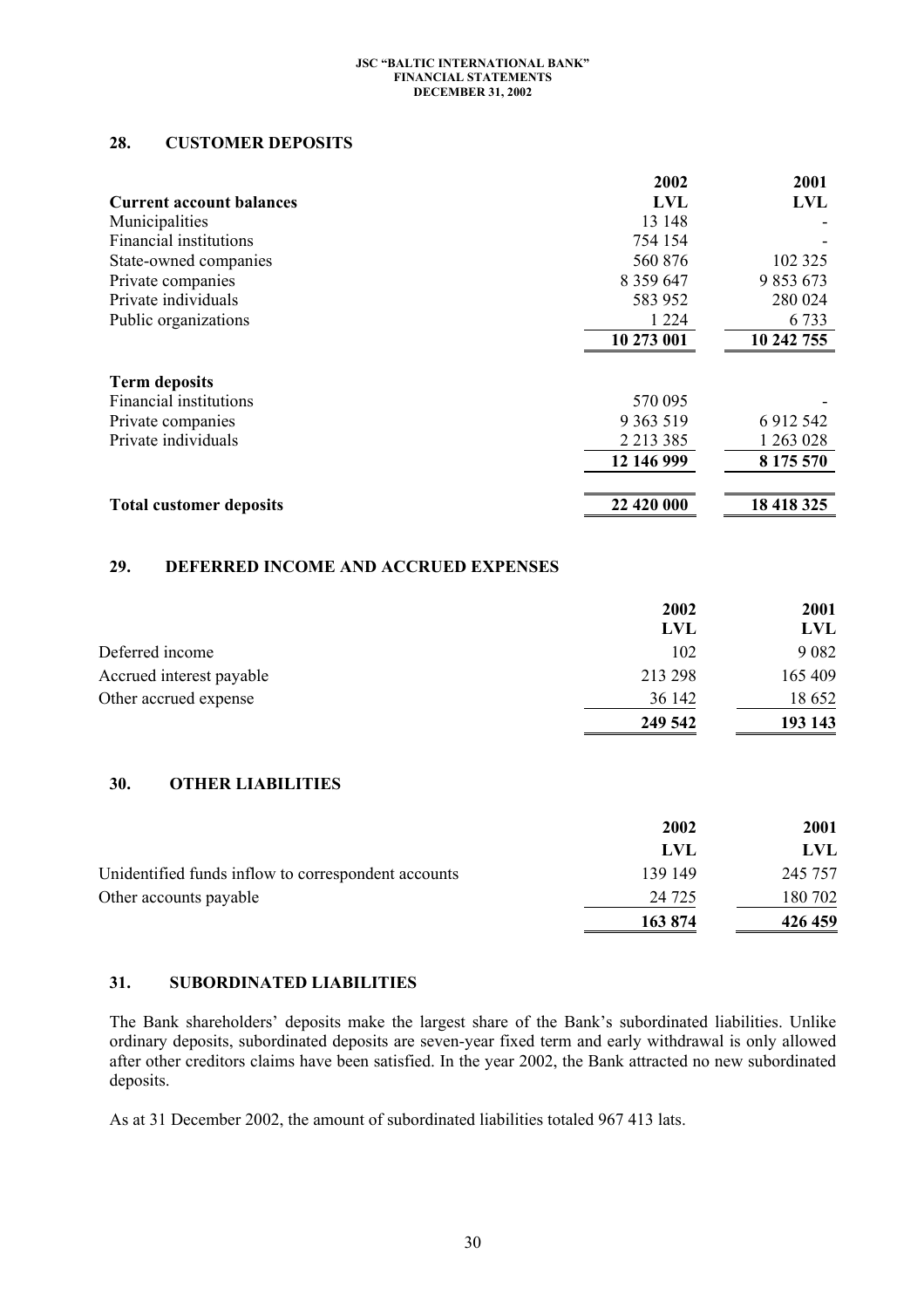## 28. CUSTOMER DEPOSITS

| | 2002 | 2001 |
|---|---|---|
| **Current account balances** | **LVL** | **LVL** |
| Municipalities | 13 148 | - |
| Financial institutions | 754 154 | - |
| State-owned companies | 560 876 | 102 325 |
| Private companies | 8 359 647 | 9 853 673 |
| Private individuals | 583 952 | 280 024 |
| Public organizations | 1 224 | 6 733 |
| | **10 273 001** | **10 242 755** |
| **Term deposits** | | |
| Financial institutions | 570 095 | - |
| Private companies | 9 363 519 | 6 912 542 |
| Private individuals | 2 213 385 | 1 263 028 |
| | **12 146 999** | **8 175 570** |
| **Total customer deposits** | **22 420 000** | **18 418 325** |

## 29. DEFERRED INCOME AND ACCRUED EXPENSES

| | 2002 | 2001 |
|---|---|---|
| | **LVL** | **LVL** |
| Deferred income | 102 | 9 082 |
| Accrued interest payable | 213 298 | 165 409 |
| Other accrued expense | 36 142 | 18 652 |
| | **249 542** | **193 143** |

## 30. OTHER LIABILITIES

| | 2002 | 2001 |
|---|---|---|
| | **LVL** | **LVL** |
| Unidentified funds inflow to correspondent accounts | 139 149 | 245 757 |
| Other accounts payable | 24 725 | 180 702 |
| | **163 874** | **426 459** |

## 31. SUBORDINATED LIABILITIES

The Bank shareholders' deposits make the largest share of the Bank's subordinated liabilities. Unlike ordinary deposits, subordinated deposits are seven-year fixed term and early withdrawal is only allowed after other creditors claims have been satisfied. In the year 2002, the Bank attracted no new subordinated deposits.

As at 31 December 2002, the amount of subordinated liabilities totaled 967 413 lats.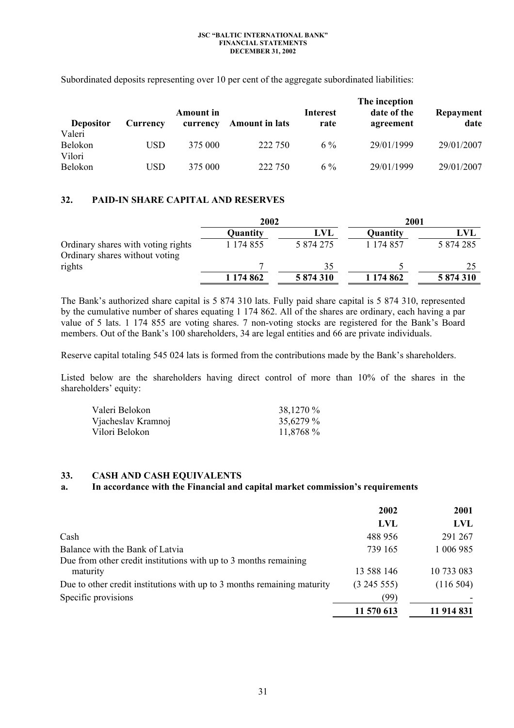Subordinated deposits representing over 10 per cent of the aggregate subordinated liabilities:

| Depositor | Currency | Amount in currency | Amount in lats | Interest rate | The inception date of the agreement | Repayment date |
|---|---|---|---|---|---|---|
| Valeri Belokon | USD | 375 000 | 222 750 | 6 % | 29/01/1999 | 29/01/2007 |
| Vilori Belokon | USD | 375 000 | 222 750 | 6 % | 29/01/1999 | 29/01/2007 |

## 32. PAID-IN SHARE CAPITAL AND RESERVES

| | 2002 | | 2001 | |
|---|---|---|---|---|
| | **Quantity** | **LVL** | **Quantity** | **LVL** |
| Ordinary shares with voting rights | 1 174 855 | 5 874 275 | 1 174 857 | 5 874 285 |
| Ordinary shares without voting rights | 7 | 35 | 5 | 25 |
| | **1 174 862** | **5 874 310** | **1 174 862** | **5 874 310** |

The Bank's authorized share capital is 5 874 310 lats. Fully paid share capital is 5 874 310, represented by the cumulative number of shares equating 1 174 862. All of the shares are ordinary, each having a par value of 5 lats. 1 174 855 are voting shares. 7 non-voting stocks are registered for the Bank's Board members. Out of the Bank's 100 shareholders, 34 are legal entities and 66 are private individuals.

Reserve capital totaling 545 024 lats is formed from the contributions made by the Bank's shareholders.

Listed below are the shareholders having direct control of more than 10% of the shares in the shareholders' equity:

| | |
|---|---|
| Valeri Belokon | 38,1270 % |
| Vjacheslav Kramnoj | 35,6279 % |
| Vilori Belokon | 11,8768 % |

## 33. CASH AND CASH EQUIVALENTS

### a. In accordance with the Financial and capital market commission's requirements

| | 2002 | 2001 |
|---|---|---|
| | **LVL** | **LVL** |
| Cash | 488 956 | 291 267 |
| Balance with the Bank of Latvia | 739 165 | 1 006 985 |
| Due from other credit institutions with up to 3 months remaining maturity | 13 588 146 | 10 733 083 |
| Due to other credit institutions with up to 3 months remaining maturity | (3 245 555) | (116 504) |
| Specific provisions | (99) | - |
| | **11 570 613** | **11 914 831** |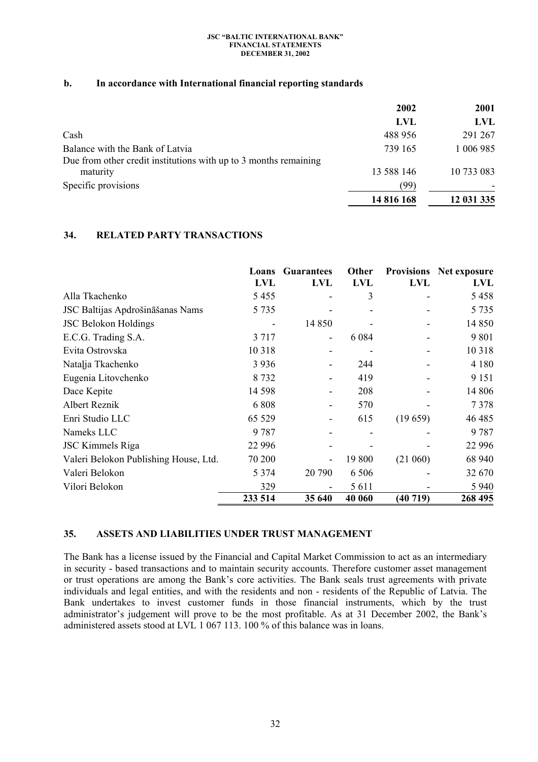## b. In accordance with International financial reporting standards

| | 2002 | 2001 |
|---|---|---|
| | LVL | LVL |
| Cash | 488 956 | 291 267 |
| Balance with the Bank of Latvia | 739 165 | 1 006 985 |
| Due from other credit institutions with up to 3 months remaining maturity | 13 588 146 | 10 733 083 |
| Specific provisions | (99) | - |
| | **14 816 168** | **12 031 335** |

## 34. RELATED PARTY TRANSACTIONS

| | Loans | Guarantees | Other | Provisions | Net exposure |
|---|---|---|---|---|---|
| | LVL | LVL | LVL | LVL | LVL |
| Alla Tkachenko | 5 455 | - | 3 | - | 5 458 |
| JSC Baltijas Apdrošināšanas Nams | 5 735 | - | - | - | 5 735 |
| JSC Belokon Holdings | - | 14 850 | - | - | 14 850 |
| E.C.G. Trading S.A. | 3 717 | - | 6 084 | - | 9 801 |
| Evita Ostrovska | 10 318 | - | - | - | 10 318 |
| Nataļja Tkachenko | 3 936 | - | 244 | - | 4 180 |
| Eugenia Litovchenko | 8 732 | - | 419 | - | 9 151 |
| Dace Kepite | 14 598 | - | 208 | - | 14 806 |
| Albert Reznik | 6 808 | - | 570 | - | 7 378 |
| Enri Studio LLC | 65 529 | - | 615 | (19 659) | 46 485 |
| Nameks LLC | 9 787 | - | - | - | 9 787 |
| JSC Kimmels Riga | 22 996 | - | - | - | 22 996 |
| Valeri Belokon Publishing House, Ltd. | 70 200 | - | 19 800 | (21 060) | 68 940 |
| Valeri Belokon | 5 374 | 20 790 | 6 506 | - | 32 670 |
| Vilori Belokon | 329 | - | 5 611 | - | 5 940 |
| | **233 514** | **35 640** | **40 060** | **(40 719)** | **268 495** |

## 35. ASSETS AND LIABILITIES UNDER TRUST MANAGEMENT

The Bank has a license issued by the Financial and Capital Market Commission to act as an intermediary in security - based transactions and to maintain security accounts. Therefore customer asset management or trust operations are among the Bank's core activities. The Bank seals trust agreements with private individuals and legal entities, and with the residents and non - residents of the Republic of Latvia. The Bank undertakes to invest customer funds in those financial instruments, which by the trust administrator's judgement will prove to be the most profitable. As at 31 December 2002, the Bank's administered assets stood at LVL 1 067 113. 100 % of this balance was in loans.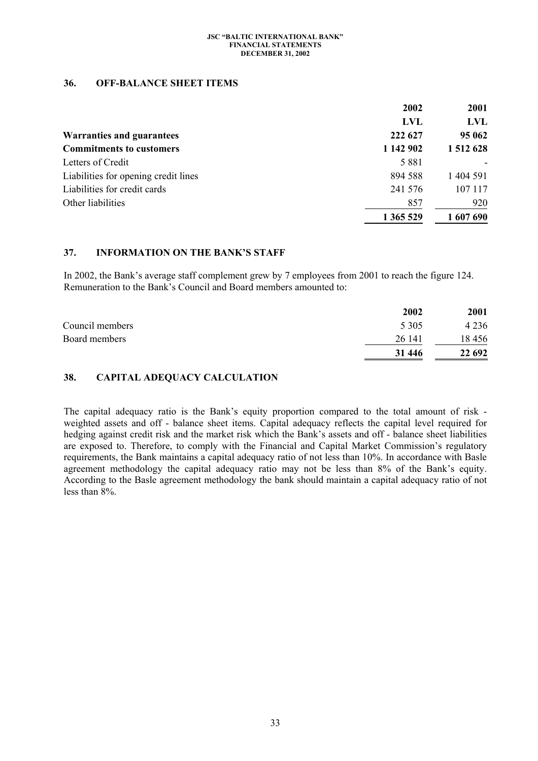## 36. OFF-BALANCE SHEET ITEMS

| | 2002 | 2001 |
|---|---|---|
| | **LVL** | **LVL** |
| **Warranties and guarantees** | **222 627** | **95 062** |
| **Commitments to customers** | **1 142 902** | **1 512 628** |
| Letters of Credit | 5 881 | - |
| Liabilities for opening credit lines | 894 588 | 1 404 591 |
| Liabilities for credit cards | 241 576 | 107 117 |
| Other liabilities | 857 | 920 |
| | **1 365 529** | **1 607 690** |

## 37. INFORMATION ON THE BANK'S STAFF

In 2002, the Bank's average staff complement grew by 7 employees from 2001 to reach the figure 124. Remuneration to the Bank's Council and Board members amounted to:

| | 2002 | 2001 |
|---|---|---|
| Council members | 5 305 | 4 236 |
| Board members | 26 141 | 18 456 |
| | **31 446** | **22 692** |

## 38. CAPITAL ADEQUACY CALCULATION

The capital adequacy ratio is the Bank's equity proportion compared to the total amount of risk - weighted assets and off - balance sheet items. Capital adequacy reflects the capital level required for hedging against credit risk and the market risk which the Bank's assets and off - balance sheet liabilities are exposed to. Therefore, to comply with the Financial and Capital Market Commission's regulatory requirements, the Bank maintains a capital adequacy ratio of not less than 10%. In accordance with Basle agreement methodology the capital adequacy ratio may not be less than 8% of the Bank's equity. According to the Basle agreement methodology the bank should maintain a capital adequacy ratio of not less than 8%.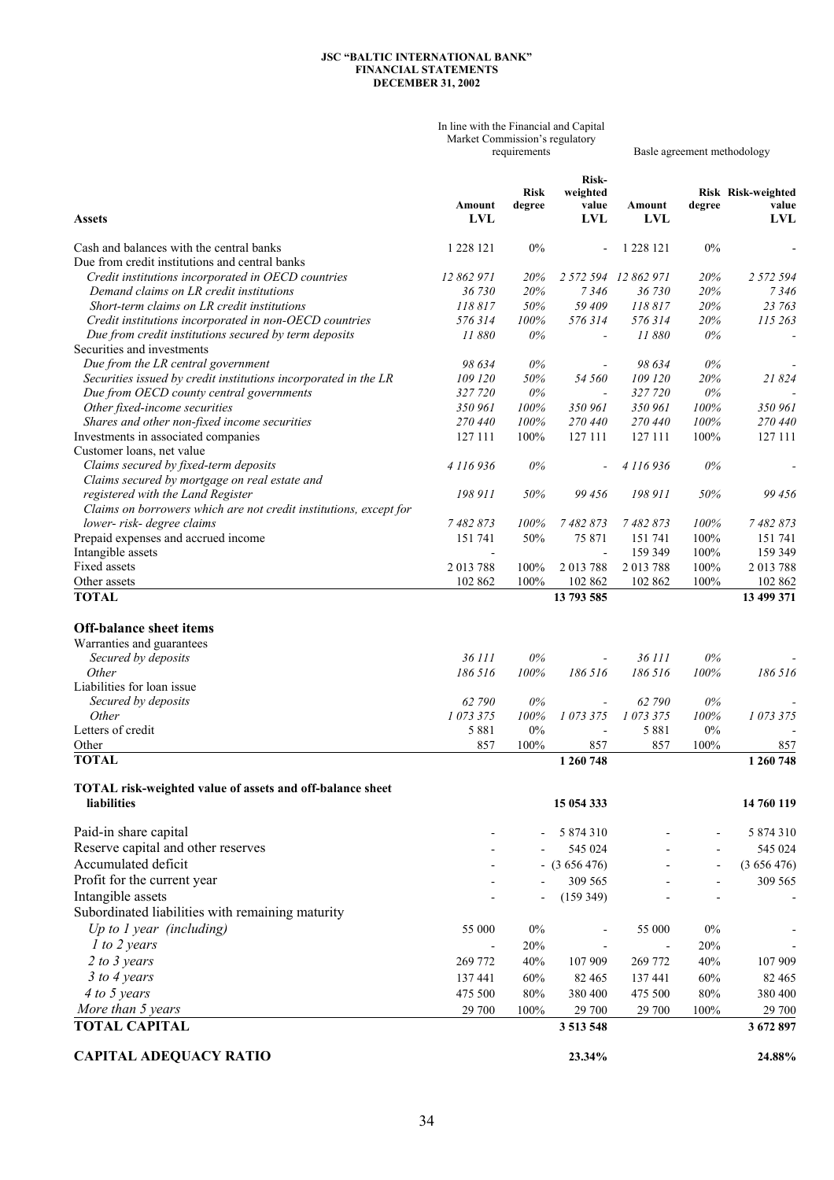**JSC "BALTIC INTERNATIONAL BANK"**
**FINANCIAL STATEMENTS**
**DECEMBER 31, 2002**

| Assets | In line with the Financial and Capital Market Commission's regulatory requirements | | | Basle agreement methodology | | |
|---|---|---|---|---|---|---|
| | **Amount LVL** | **Risk degree** | **Risk-weighted value LVL** | **Amount LVL** | **Risk degree** | **Risk-weighted value LVL** |
| Cash and balances with the central banks | 1 228 121 | 0% | - | 1 228 121 | 0% | - |
| Due from credit institutions and central banks | | | | | | |
| *Credit institutions incorporated in OECD countries* | *12 862 971* | *20%* | *2 572 594* | *12 862 971* | *20%* | *2 572 594* |
| *Demand claims on LR credit institutions* | *36 730* | *20%* | *7 346* | *36 730* | *20%* | *7 346* |
| *Short-term claims on LR credit institutions* | *118 817* | *50%* | *59 409* | *118 817* | *20%* | *23 763* |
| *Credit institutions incorporated in non-OECD countries* | *576 314* | *100%* | *576 314* | *576 314* | *20%* | *115 263* |
| *Due from credit institutions secured by term deposits* | *11 880* | *0%* | - | *11 880* | *0%* | - |
| Securities and investments | | | | | | |
| *Due from the LR central government* | *98 634* | *0%* | - | *98 634* | *0%* | - |
| *Securities issued by credit institutions incorporated in the LR* | *109 120* | *50%* | *54 560* | *109 120* | *20%* | *21 824* |
| *Due from OECD county central governments* | *327 720* | *0%* | - | *327 720* | *0%* | - |
| *Other fixed-income securities* | *350 961* | *100%* | *350 961* | *350 961* | *100%* | *350 961* |
| *Shares and other non-fixed income securities* | *270 440* | *100%* | *270 440* | *270 440* | *100%* | *270 440* |
| Investments in associated companies | 127 111 | 100% | 127 111 | 127 111 | 100% | 127 111 |
| Customer loans, net value | | | | | | |
| *Claims secured by fixed-term deposits* | *4 116 936* | *0%* | - | *4 116 936* | *0%* | - |
| *Claims secured by mortgage on real estate and registered with the Land Register* | *198 911* | *50%* | *99 456* | *198 911* | *50%* | *99 456* |
| *Claims on borrowers which are not credit institutions, except for lower- risk- degree claims* | *7 482 873* | *100%* | *7 482 873* | *7 482 873* | *100%* | *7 482 873* |
| Prepaid expenses and accrued income | 151 741 | 50% | 75 871 | 151 741 | 100% | 151 741 |
| Intangible assets | - | | - | 159 349 | 100% | 159 349 |
| Fixed assets | 2 013 788 | 100% | 2 013 788 | 2 013 788 | 100% | 2 013 788 |
| Other assets | 102 862 | 100% | 102 862 | 102 862 | 100% | 102 862 |
| **TOTAL** | | | **13 793 585** | | | **13 499 371** |
| **Off-balance sheet items** | | | | | | |
| Warranties and guarantees | | | | | | |
| *Secured by deposits* | *36 111* | *0%* | - | *36 111* | *0%* | - |
| *Other* | *186 516* | *100%* | *186 516* | *186 516* | *100%* | *186 516* |
| Liabilities for loan issue | | | | | | |
| *Secured by deposits* | *62 790* | *0%* | - | *62 790* | *0%* | - |
| *Other* | *1 073 375* | *100%* | *1 073 375* | *1 073 375* | *100%* | *1 073 375* |
| Letters of credit | 5 881 | 0% | - | 5 881 | 0% | - |
| Other | 857 | 100% | 857 | 857 | 100% | 857 |
| **TOTAL** | | | **1 260 748** | | | **1 260 748** |
| **TOTAL risk-weighted value of assets and off-balance sheet liabilities** | | | **15 054 333** | | | **14 760 119** |
| Paid-in share capital | - | - | 5 874 310 | - | - | 5 874 310 |
| Reserve capital and other reserves | - | - | 545 024 | - | - | 545 024 |
| Accumulated deficit | - | - | (3 656 476) | - | - | (3 656 476) |
| Profit for the current year | - | - | 309 565 | - | - | 309 565 |
| Intangible assets | - | - | (159 349) | - | - | - |
| Subordinated liabilities with remaining maturity | | | | | | |
| *Up to 1 year (including)* | 55 000 | 0% | - | 55 000 | 0% | - |
| *1 to 2 years* | - | 20% | - | - | 20% | - |
| *2 to 3 years* | 269 772 | 40% | 107 909 | 269 772 | 40% | 107 909 |
| *3 to 4 years* | 137 441 | 60% | 82 465 | 137 441 | 60% | 82 465 |
| *4 to 5 years* | 475 500 | 80% | 380 400 | 475 500 | 80% | 380 400 |
| *More than 5 years* | 29 700 | 100% | 29 700 | 29 700 | 100% | 29 700 |
| **TOTAL CAPITAL** | | | **3 513 548** | | | **3 672 897** |
| **CAPITAL ADEQUACY RATIO** | | | **23.34%** | | | **24.88%** |